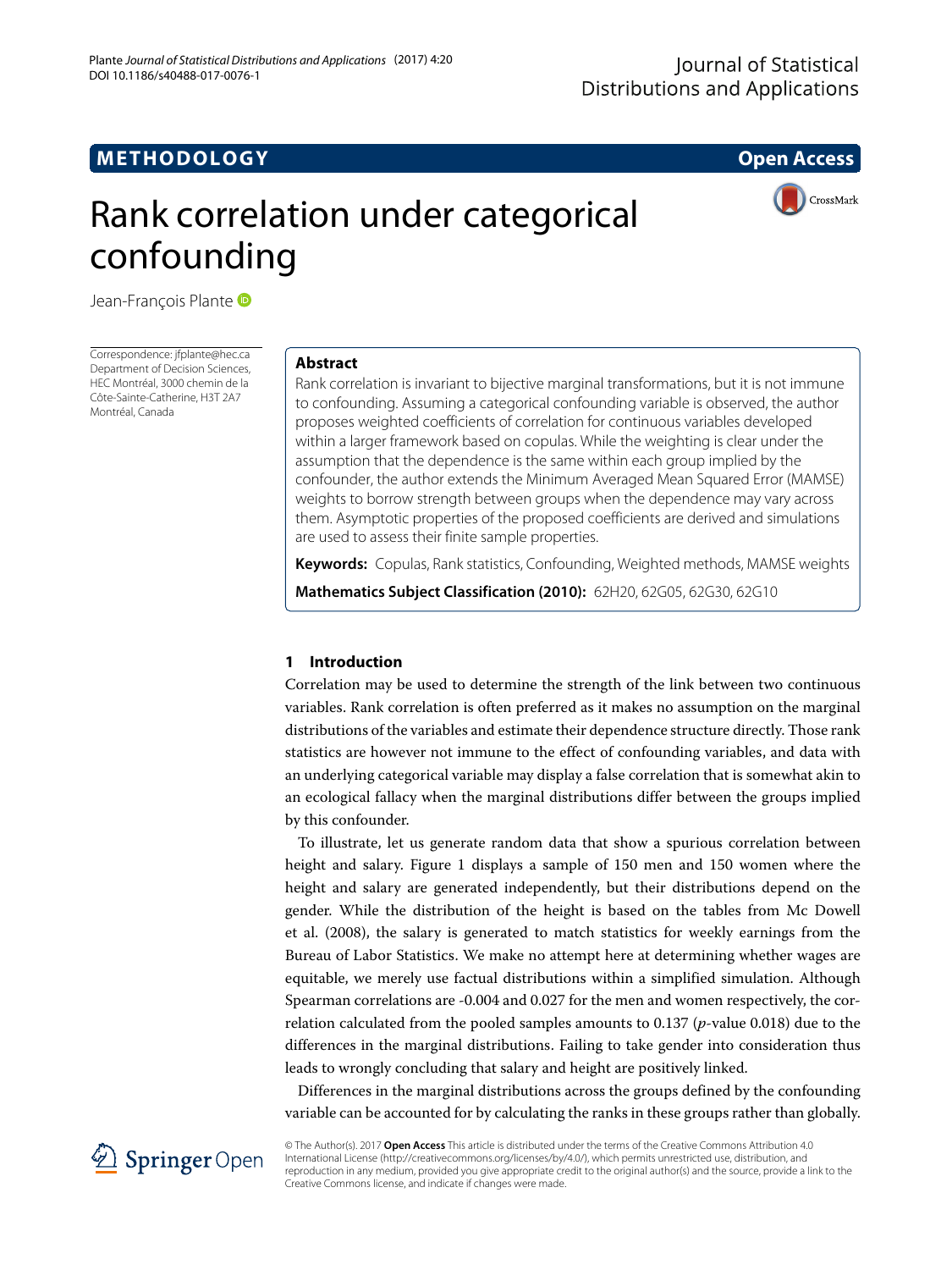METHODOLOGY

Open Access

# Rank correlation under categorical confounding

Jean-François Plante

Correspondence: jfplante@hec.ca
Department of Decision Sciences, HEC Montréal, 3000 chemin de la Côte-Sainte-Catherine, H3T 2A7 Montréal, Canada

## Abstract

Rank correlation is invariant to bijective marginal transformations, but it is not immune to confounding. Assuming a categorical confounding variable is observed, the author proposes weighted coefficients of correlation for continuous variables developed within a larger framework based on copulas. While the weighting is clear under the assumption that the dependence is the same within each group implied by the confounder, the author extends the Minimum Averaged Mean Squared Error (MAMSE) weights to borrow strength between groups when the dependence may vary across them. Asymptotic properties of the proposed coefficients are derived and simulations are used to assess their finite sample properties.

**Keywords:** Copulas, Rank statistics, Confounding, Weighted methods, MAMSE weights

**Mathematics Subject Classification (2010):** 62H20, 62G05, 62G30, 62G10

## 1 Introduction

Correlation may be used to determine the strength of the link between two continuous variables. Rank correlation is often preferred as it makes no assumption on the marginal distributions of the variables and estimate their dependence structure directly. Those rank statistics are however not immune to the effect of confounding variables, and data with an underlying categorical variable may display a false correlation that is somewhat akin to an ecological fallacy when the marginal distributions differ between the groups implied by this confounder.

To illustrate, let us generate random data that show a spurious correlation between height and salary. Figure 1 displays a sample of 150 men and 150 women where the height and salary are generated independently, but their distributions depend on the gender. While the distribution of the height is based on the tables from Mc Dowell et al. (2008), the salary is generated to match statistics for weekly earnings from the Bureau of Labor Statistics. We make no attempt here at determining whether wages are equitable, we merely use factual distributions within a simplified simulation. Although Spearman correlations are -0.004 and 0.027 for the men and women respectively, the correlation calculated from the pooled samples amounts to 0.137 ($p$-value 0.018) due to the differences in the marginal distributions. Failing to take gender into consideration thus leads to wrongly concluding that salary and height are positively linked.

Differences in the marginal distributions across the groups defined by the confounding variable can be accounted for by calculating the ranks in these groups rather than globally.

© The Author(s). 2017 **Open Access** This article is distributed under the terms of the Creative Commons Attribution 4.0 International License (http://creativecommons.org/licenses/by/4.0/), which permits unrestricted use, distribution, and reproduction in any medium, provided you give appropriate credit to the original author(s) and the source, provide a link to the Creative Commons license, and indicate if changes were made.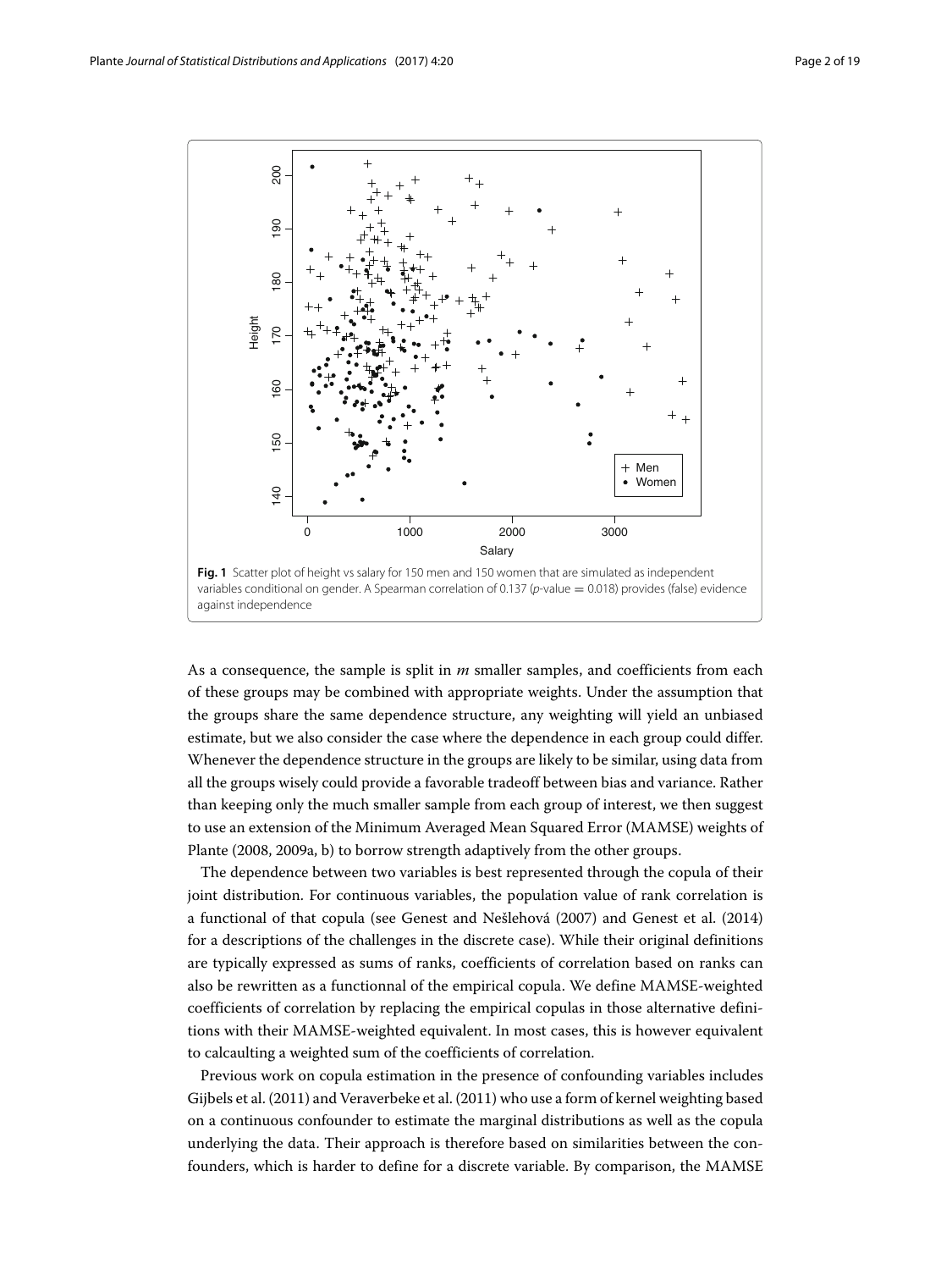**Fig. 1** Scatter plot of height vs salary for 150 men and 150 women that are simulated as independent variables conditional on gender. A Spearman correlation of 0.137 ($p$-value = 0.018) provides (false) evidence against independence

As a consequence, the sample is split in $m$ smaller samples, and coefficients from each of these groups may be combined with appropriate weights. Under the assumption that the groups share the same dependence structure, any weighting will yield an unbiased estimate, but we also consider the case where the dependence in each group could differ. Whenever the dependence structure in the groups are likely to be similar, using data from all the groups wisely could provide a favorable tradeoff between bias and variance. Rather than keeping only the much smaller sample from each group of interest, we then suggest to use an extension of the Minimum Averaged Mean Squared Error (MAMSE) weights of Plante (2008, 2009a, b) to borrow strength adaptively from the other groups.

The dependence between two variables is best represented through the copula of their joint distribution. For continuous variables, the population value of rank correlation is a functional of that copula (see Genest and Nešlehová (2007) and Genest et al. (2014) for a descriptions of the challenges in the discrete case). While their original definitions are typically expressed as sums of ranks, coefficients of correlation based on ranks can also be rewritten as a functionnal of the empirical copula. We define MAMSE-weighted coefficients of correlation by replacing the empirical copulas in those alternative definitions with their MAMSE-weighted equivalent. In most cases, this is however equivalent to calcaulting a weighted sum of the coefficients of correlation.

Previous work on copula estimation in the presence of confounding variables includes Gijbels et al. (2011) and Veraverbeke et al. (2011) who use a form of kernel weighting based on a continuous confounder to estimate the marginal distributions as well as the copula underlying the data. Their approach is therefore based on similarities between the confounders, which is harder to define for a discrete variable. By comparison, the MAMSE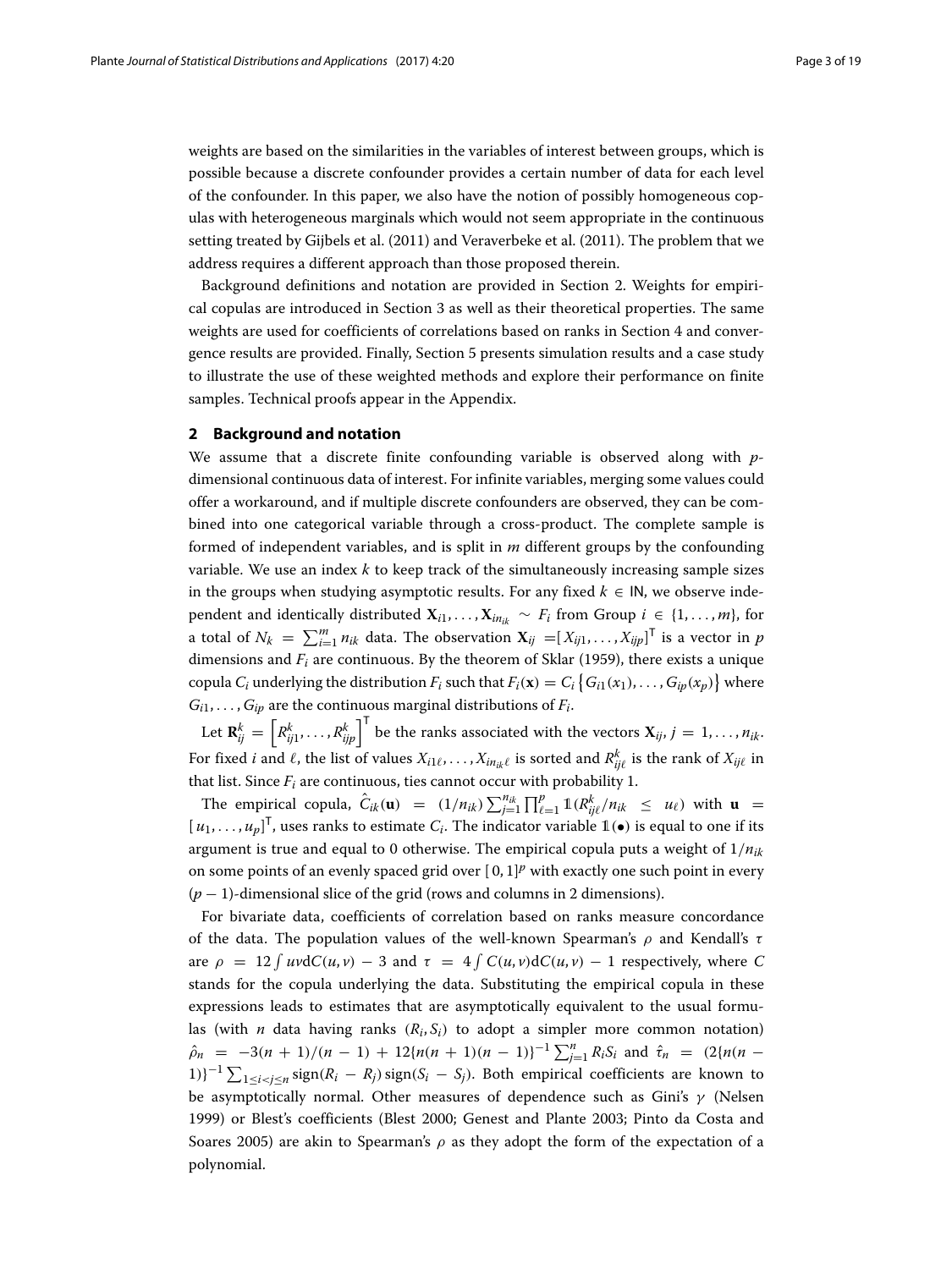weights are based on the similarities in the variables of interest between groups, which is possible because a discrete confounder provides a certain number of data for each level of the confounder. In this paper, we also have the notion of possibly homogeneous copulas with heterogeneous marginals which would not seem appropriate in the continuous setting treated by Gijbels et al. (2011) and Veraverbeke et al. (2011). The problem that we address requires a different approach than those proposed therein.

Background definitions and notation are provided in Section 2. Weights for empirical copulas are introduced in Section 3 as well as their theoretical properties. The same weights are used for coefficients of correlations based on ranks in Section 4 and convergence results are provided. Finally, Section 5 presents simulation results and a case study to illustrate the use of these weighted methods and explore their performance on finite samples. Technical proofs appear in the Appendix.

## 2 Background and notation

We assume that a discrete finite confounding variable is observed along with $p$-dimensional continuous data of interest. For infinite variables, merging some values could offer a workaround, and if multiple discrete confounders are observed, they can be combined into one categorical variable through a cross-product. The complete sample is formed of independent variables, and is split in $m$ different groups by the confounding variable. We use an index $k$ to keep track of the simultaneously increasing sample sizes in the groups when studying asymptotic results. For any fixed $k \in \mathbb{N}$, we observe independent and identically distributed $\mathbf{X}_{i1}, \ldots, \mathbf{X}_{in_{ik}} \sim F_i$ from Group $i \in \{1, \ldots, m\}$, for a total of $N_k = \sum_{i=1}^{m} n_{ik}$ data. The observation $\mathbf{X}_{ij} = [X_{ij1}, \ldots, X_{ijp}]^\top$ is a vector in $p$ dimensions and $F_i$ are continuous. By the theorem of Sklar (1959), there exists a unique copula $C_i$ underlying the distribution $F_i$ such that $F_i(\mathbf{x}) = C_i\left\{G_{i1}(x_1), \ldots, G_{ip}(x_p)\right\}$ where $G_{i1}, \ldots, G_{ip}$ are the continuous marginal distributions of $F_i$.

Let $\mathbf{R}_{ij}^k = \left[R_{ij1}^k, \ldots, R_{ijp}^k\right]^\top$ be the ranks associated with the vectors $\mathbf{X}_{ij}$, $j = 1, \ldots, n_{ik}$. For fixed $i$ and $\ell$, the list of values $X_{i1\ell}, \ldots, X_{in_{ik}\ell}$ is sorted and $R_{ij\ell}^k$ is the rank of $X_{ij\ell}$ in that list. Since $F_i$ are continuous, ties cannot occur with probability 1.

The empirical copula, $\hat{C}_{ik}(\mathbf{u}) = (1/n_{ik}) \sum_{j=1}^{n_{ik}} \prod_{\ell=1}^{p} \mathbb{1}(R_{ij\ell}^k / n_{ik} \leq u_\ell)$ with $\mathbf{u} = [u_1, \ldots, u_p]^\top$, uses ranks to estimate $C_i$. The indicator variable $\mathbb{1}(\bullet)$ is equal to one if its argument is true and equal to 0 otherwise. The empirical copula puts a weight of $1/n_{ik}$ on some points of an evenly spaced grid over $[0, 1]^p$ with exactly one such point in every $(p-1)$-dimensional slice of the grid (rows and columns in 2 dimensions).

For bivariate data, coefficients of correlation based on ranks measure concordance of the data. The population values of the well-known Spearman's $\rho$ and Kendall's $\tau$ are $\rho = 12 \int uv \mathrm{d}C(u,v) - 3$ and $\tau = 4 \int C(u,v) \mathrm{d}C(u,v) - 1$ respectively, where $C$ stands for the copula underlying the data. Substituting the empirical copula in these expressions leads to estimates that are asymptotically equivalent to the usual formulas (with $n$ data having ranks $(R_i, S_i)$ to adopt a simpler more common notation) $\hat{\rho}_n = -3(n+1)/(n-1) + 12\{n(n+1)(n-1)\}^{-1} \sum_{j=1}^{n} R_i S_i$ and $\hat{\tau}_n = (2\{n(n-1)\}^{-1} \sum_{1 \leq i < j \leq n} \mathrm{sign}(R_i - R_j) \,\mathrm{sign}(S_i - S_j)$. Both empirical coefficients are known to be asymptotically normal. Other measures of dependence such as Gini's $\gamma$ (Nelsen 1999) or Blest's coefficients (Blest 2000; Genest and Plante 2003; Pinto da Costa and Soares 2005) are akin to Spearman's $\rho$ as they adopt the form of the expectation of a polynomial.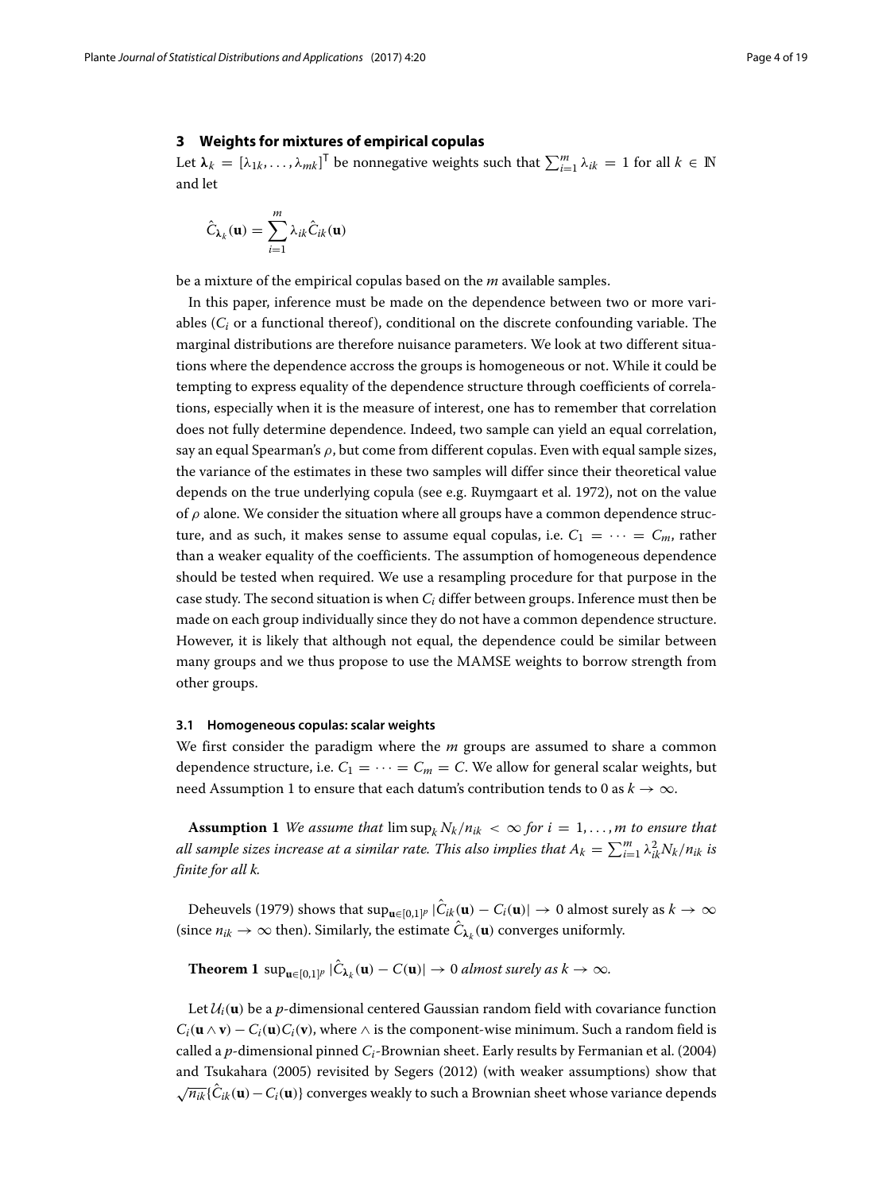## 3 Weights for mixtures of empirical copulas

Let $\boldsymbol{\lambda}_k = [\lambda_{1k}, \ldots, \lambda_{mk}]^\top$ be nonnegative weights such that $\sum_{i=1}^m \lambda_{ik} = 1$ for all $k \in \mathbb{N}$ and let

$$\hat{C}_{\boldsymbol{\lambda}_k}(\mathbf{u}) = \sum_{i=1}^m \lambda_{ik} \hat{C}_{ik}(\mathbf{u})$$

be a mixture of the empirical copulas based on the $m$ available samples.

In this paper, inference must be made on the dependence between two or more variables ($C_i$ or a functional thereof), conditional on the discrete confounding variable. The marginal distributions are therefore nuisance parameters. We look at two different situations where the dependence accross the groups is homogeneous or not. While it could be tempting to express equality of the dependence structure through coefficients of correlations, especially when it is the measure of interest, one has to remember that correlation does not fully determine dependence. Indeed, two sample can yield an equal correlation, say an equal Spearman's $\rho$, but come from different copulas. Even with equal sample sizes, the variance of the estimates in these two samples will differ since their theoretical value depends on the true underlying copula (see e.g. Ruymgaart et al. 1972), not on the value of $\rho$ alone. We consider the situation where all groups have a common dependence structure, and as such, it makes sense to assume equal copulas, i.e. $C_1 = \cdots = C_m$, rather than a weaker equality of the coefficients. The assumption of homogeneous dependence should be tested when required. We use a resampling procedure for that purpose in the case study. The second situation is when $C_i$ differ between groups. Inference must then be made on each group individually since they do not have a common dependence structure. However, it is likely that although not equal, the dependence could be similar between many groups and we thus propose to use the MAMSE weights to borrow strength from other groups.

### 3.1 Homogeneous copulas: scalar weights

We first consider the paradigm where the $m$ groups are assumed to share a common dependence structure, i.e. $C_1 = \cdots = C_m = C$. We allow for general scalar weights, but need Assumption 1 to ensure that each datum's contribution tends to 0 as $k \to \infty$.

**Assumption 1** *We assume that* $\limsup_k N_k/n_{ik} < \infty$ *for* $i = 1, \ldots, m$ *to ensure that all sample sizes increase at a similar rate. This also implies that* $A_k = \sum_{i=1}^m \lambda_{ik}^2 N_k/n_{ik}$ *is finite for all k.*

Deheuvels (1979) shows that $\sup_{\mathbf{u}\in[0,1]^p} |\hat{C}_{ik}(\mathbf{u}) - C_i(\mathbf{u})| \to 0$ almost surely as $k \to \infty$ (since $n_{ik} \to \infty$ then). Similarly, the estimate $\hat{C}_{\boldsymbol{\lambda}_k}(\mathbf{u})$ converges uniformly.

**Theorem 1** $\sup_{\mathbf{u}\in[0,1]^p} |\hat{C}_{\boldsymbol{\lambda}_k}(\mathbf{u}) - C(\mathbf{u})| \to 0$ *almost surely as* $k \to \infty$.

Let $\mathcal{U}_i(\mathbf{u})$ be a $p$-dimensional centered Gaussian random field with covariance function $C_i(\mathbf{u} \wedge \mathbf{v}) - C_i(\mathbf{u})C_i(\mathbf{v})$, where $\wedge$ is the component-wise minimum. Such a random field is called a $p$-dimensional pinned $C_i$-Brownian sheet. Early results by Fermanian et al. (2004) and Tsukahara (2005) revisited by Segers (2012) (with weaker assumptions) show that $\sqrt{n_{ik}}\{\hat{C}_{ik}(\mathbf{u}) - C_i(\mathbf{u})\}$ converges weakly to such a Brownian sheet whose variance depends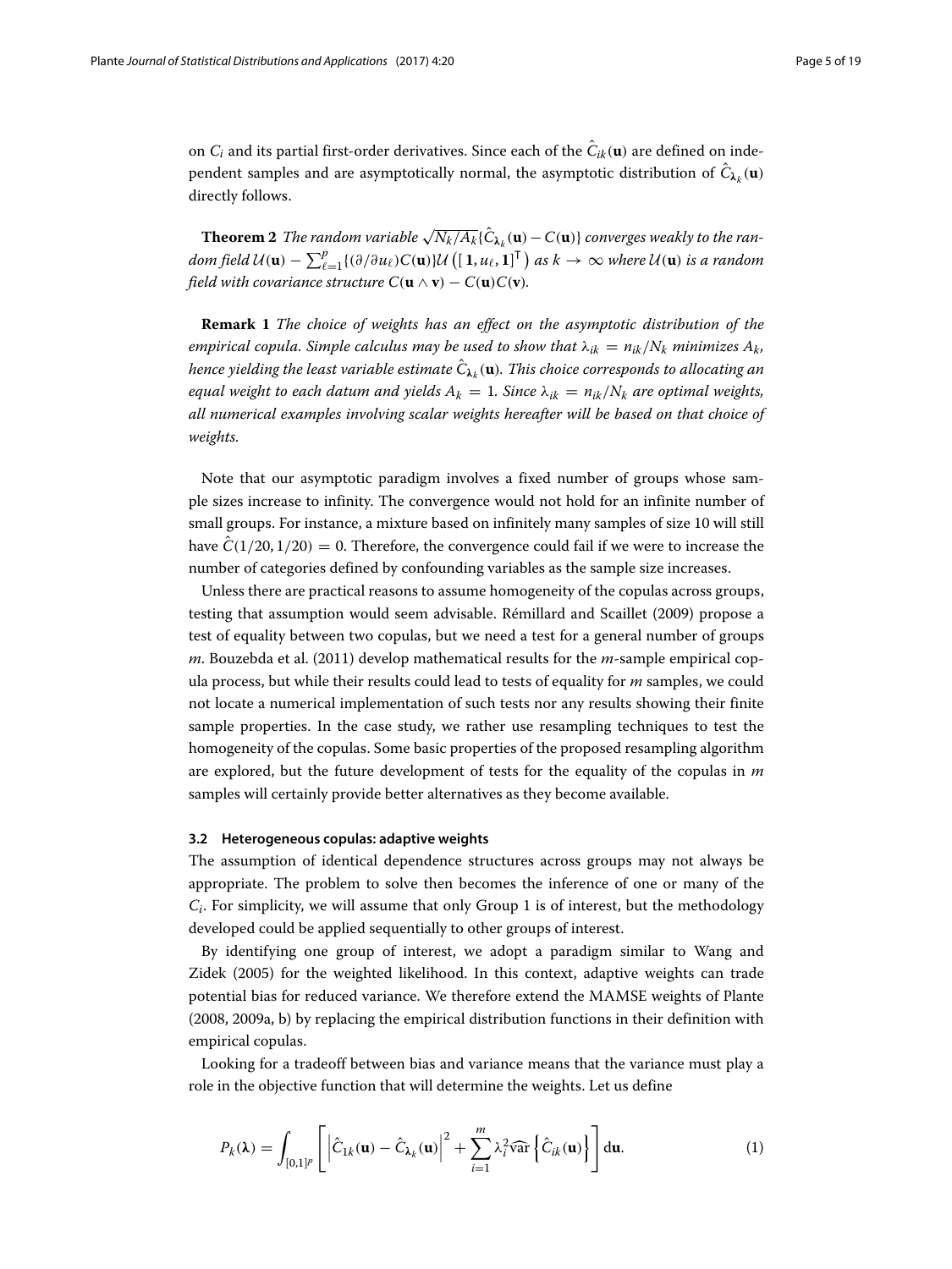on $C_i$ and its partial first-order derivatives. Since each of the $\hat{C}_{ik}(\mathbf{u})$ are defined on independent samples and are asymptotically normal, the asymptotic distribution of $\hat{C}_{\boldsymbol{\lambda}_k}(\mathbf{u})$ directly follows.

**Theorem 2** *The random variable $\sqrt{N_k/A_k}\{\hat{C}_{\boldsymbol{\lambda}_k}(\mathbf{u}) - C(\mathbf{u})\}$ converges weakly to the random field $\mathcal{U}(\mathbf{u}) - \sum_{\ell=1}^{p}\{(\partial/\partial u_\ell)C(\mathbf{u})\}\mathcal{U}\left([\mathbf{1}, u_\ell, \mathbf{1}]^\mathsf{T}\right)$ as $k \to \infty$ where $\mathcal{U}(\mathbf{u})$ is a random field with covariance structure $C(\mathbf{u} \wedge \mathbf{v}) - C(\mathbf{u})C(\mathbf{v})$.*

**Remark 1** *The choice of weights has an effect on the asymptotic distribution of the empirical copula. Simple calculus may be used to show that $\lambda_{ik} = n_{ik}/N_k$ minimizes $A_k$, hence yielding the least variable estimate $\hat{C}_{\boldsymbol{\lambda}_k}(\mathbf{u})$. This choice corresponds to allocating an equal weight to each datum and yields $A_k = 1$. Since $\lambda_{ik} = n_{ik}/N_k$ are optimal weights, all numerical examples involving scalar weights hereafter will be based on that choice of weights.*

Note that our asymptotic paradigm involves a fixed number of groups whose sample sizes increase to infinity. The convergence would not hold for an infinite number of small groups. For instance, a mixture based on infinitely many samples of size 10 will still have $\hat{C}(1/20, 1/20) = 0$. Therefore, the convergence could fail if we were to increase the number of categories defined by confounding variables as the sample size increases.

Unless there are practical reasons to assume homogeneity of the copulas across groups, testing that assumption would seem advisable. Rémillard and Scaillet (2009) propose a test of equality between two copulas, but we need a test for a general number of groups $m$. Bouzebda et al. (2011) develop mathematical results for the $m$-sample empirical copula process, but while their results could lead to tests of equality for $m$ samples, we could not locate a numerical implementation of such tests nor any results showing their finite sample properties. In the case study, we rather use resampling techniques to test the homogeneity of the copulas. Some basic properties of the proposed resampling algorithm are explored, but the future development of tests for the equality of the copulas in $m$ samples will certainly provide better alternatives as they become available.

### 3.2 Heterogeneous copulas: adaptive weights

The assumption of identical dependence structures across groups may not always be appropriate. The problem to solve then becomes the inference of one or many of the $C_i$. For simplicity, we will assume that only Group 1 is of interest, but the methodology developed could be applied sequentially to other groups of interest.

By identifying one group of interest, we adopt a paradigm similar to Wang and Zidek (2005) for the weighted likelihood. In this context, adaptive weights can trade potential bias for reduced variance. We therefore extend the MAMSE weights of Plante (2008, 2009a, b) by replacing the empirical distribution functions in their definition with empirical copulas.

Looking for a tradeoff between bias and variance means that the variance must play a role in the objective function that will determine the weights. Let us define

$$P_k(\boldsymbol{\lambda}) = \int_{[0,1]^p} \left[ \left| \hat{C}_{1k}(\mathbf{u}) - \hat{C}_{\boldsymbol{\lambda}_k}(\mathbf{u}) \right|^2 + \sum_{i=1}^{m} \lambda_i^2 \widehat{\text{var}} \left\{ \hat{C}_{ik}(\mathbf{u}) \right\} \right] \mathrm{d}\mathbf{u}. \tag{1}$$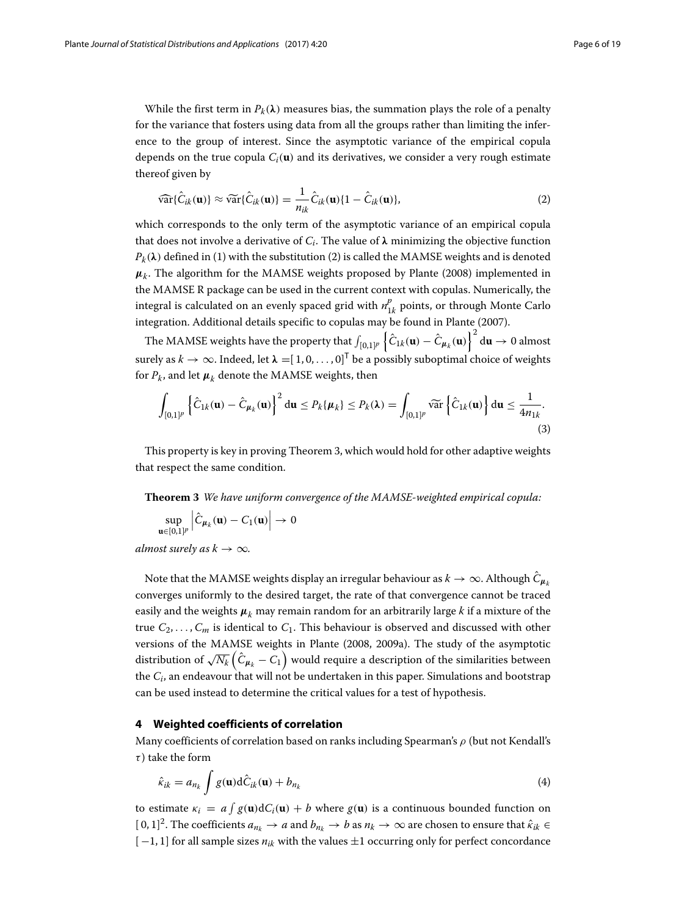While the first term in $P_k(\boldsymbol{\lambda})$ measures bias, the summation plays the role of a penalty for the variance that fosters using data from all the groups rather than limiting the inference to the group of interest. Since the asymptotic variance of the empirical copula depends on the true copula $C_i(\mathbf{u})$ and its derivatives, we consider a very rough estimate thereof given by

$$\widehat{\mathrm{var}}\{\hat{C}_{ik}(\mathbf{u})\} \approx \widetilde{\mathrm{var}}\{\hat{C}_{ik}(\mathbf{u})\} = \frac{1}{n_{ik}} \hat{C}_{ik}(\mathbf{u})\{1 - \hat{C}_{ik}(\mathbf{u})\}, \tag{2}$$

which corresponds to the only term of the asymptotic variance of an empirical copula that does not involve a derivative of $C_i$. The value of $\boldsymbol{\lambda}$ minimizing the objective function $P_k(\boldsymbol{\lambda})$ defined in (1) with the substitution (2) is called the MAMSE weights and is denoted $\boldsymbol{\mu}_k$. The algorithm for the MAMSE weights proposed by Plante (2008) implemented in the MAMSE R package can be used in the current context with copulas. Numerically, the integral is calculated on an evenly spaced grid with $n_{1k}^p$ points, or through Monte Carlo integration. Additional details specific to copulas may be found in Plante (2007).

The MAMSE weights have the property that $\int_{[0,1]^p} \left\{ \hat{C}_{1k}(\mathbf{u}) - \hat{C}_{\boldsymbol{\mu}_k}(\mathbf{u}) \right\}^2 \mathrm{d}\mathbf{u} \to 0$ almost surely as $k \to \infty$. Indeed, let $\boldsymbol{\lambda} = [1, 0, \ldots, 0]^\mathsf{T}$ be a possibly suboptimal choice of weights for $P_k$, and let $\boldsymbol{\mu}_k$ denote the MAMSE weights, then

$$\int_{[0,1]^p} \left\{ \hat{C}_{1k}(\mathbf{u}) - \hat{C}_{\boldsymbol{\mu}_k}(\mathbf{u}) \right\}^2 \mathrm{d}\mathbf{u} \leq P_k\{\boldsymbol{\mu}_k\} \leq P_k(\boldsymbol{\lambda}) = \int_{[0,1]^p} \widetilde{\mathrm{var}} \left\{ \hat{C}_{1k}(\mathbf{u}) \right\} \mathrm{d}\mathbf{u} \leq \frac{1}{4n_{1k}}. \tag{3}$$

This property is key in proving Theorem 3, which would hold for other adaptive weights that respect the same condition.

**Theorem 3** *We have uniform convergence of the MAMSE-weighted empirical copula:*

$$\sup_{\mathbf{u} \in [0,1]^p} \left| \hat{C}_{\boldsymbol{\mu}_k}(\mathbf{u}) - C_1(\mathbf{u}) \right| \to 0$$

*almost surely as $k \to \infty$.*

Note that the MAMSE weights display an irregular behaviour as $k \to \infty$. Although $\hat{C}_{\boldsymbol{\mu}_k}$ converges uniformly to the desired target, the rate of that convergence cannot be traced easily and the weights $\boldsymbol{\mu}_k$ may remain random for an arbitrarily large $k$ if a mixture of the true $C_2, \ldots, C_m$ is identical to $C_1$. This behaviour is observed and discussed with other versions of the MAMSE weights in Plante (2008, 2009a). The study of the asymptotic distribution of $\sqrt{N_k}\left(\hat{C}_{\boldsymbol{\mu}_k} - C_1\right)$ would require a description of the similarities between the $C_i$, an endeavour that will not be undertaken in this paper. Simulations and bootstrap can be used instead to determine the critical values for a test of hypothesis.

## 4 Weighted coefficients of correlation

Many coefficients of correlation based on ranks including Spearman's $\rho$ (but not Kendall's $\tau$) take the form

$$\hat{\kappa}_{ik} = a_{n_k} \int g(\mathbf{u}) \mathrm{d}\hat{C}_{ik}(\mathbf{u}) + b_{n_k} \tag{4}$$

to estimate $\kappa_i = a \int g(\mathbf{u}) \mathrm{d}C_i(\mathbf{u}) + b$ where $g(\mathbf{u})$ is a continuous bounded function on $[0, 1]^2$. The coefficients $a_{n_k} \to a$ and $b_{n_k} \to b$ as $n_k \to \infty$ are chosen to ensure that $\hat{\kappa}_{ik} \in [-1, 1]$ for all sample sizes $n_{ik}$ with the values $\pm 1$ occurring only for perfect concordance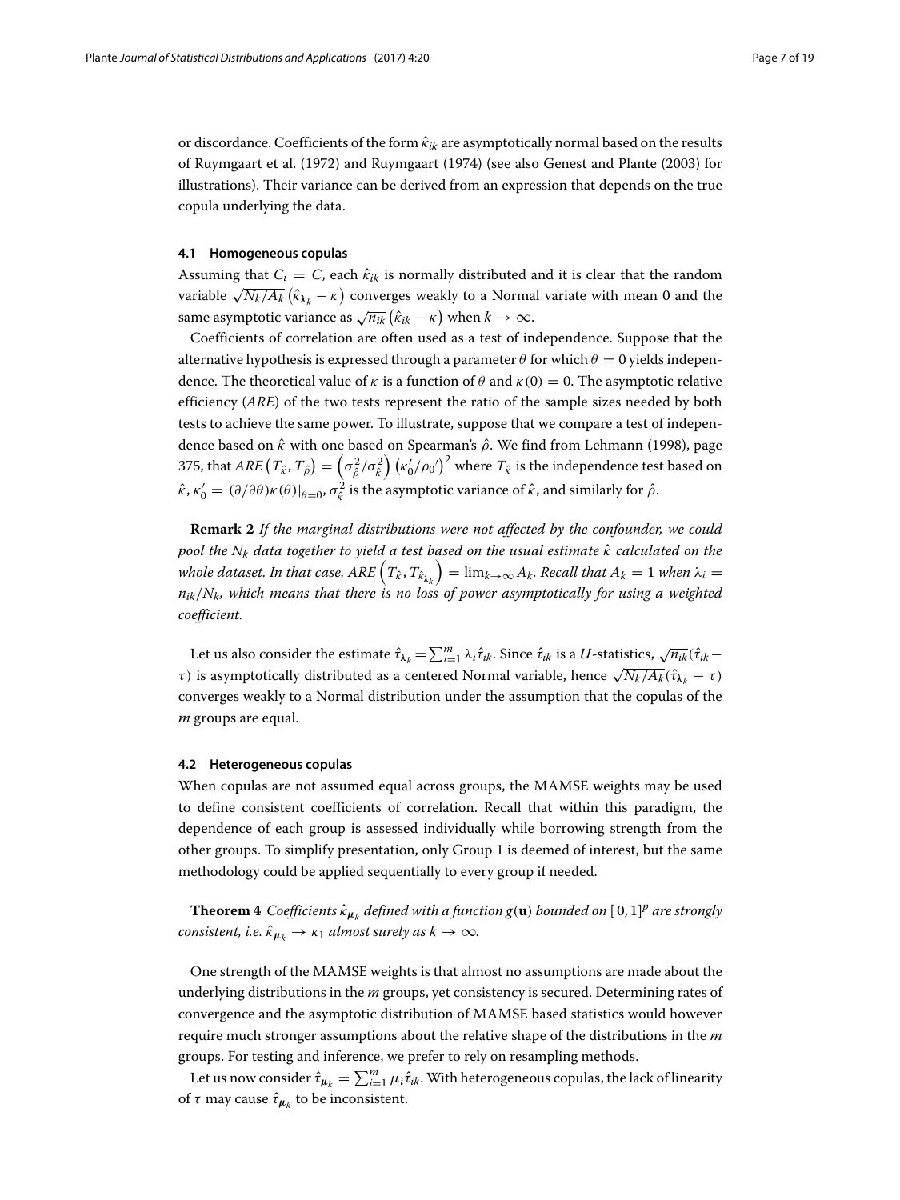or discordance. Coefficients of the form $\hat{\kappa}_{ik}$ are asymptotically normal based on the results of Ruymgaart et al. (1972) and Ruymgaart (1974) (see also Genest and Plante (2003) for illustrations). Their variance can be derived from an expression that depends on the true copula underlying the data.

### 4.1 Homogeneous copulas

Assuming that $C_i = C$, each $\hat{\kappa}_{ik}$ is normally distributed and it is clear that the random variable $\sqrt{N_k/A_k}\left(\hat{\kappa}_{\lambda_k} - \kappa\right)$ converges weakly to a Normal variate with mean 0 and the same asymptotic variance as $\sqrt{n_{ik}}\left(\hat{\kappa}_{ik} - \kappa\right)$ when $k \to \infty$.

Coefficients of correlation are often used as a test of independence. Suppose that the alternative hypothesis is expressed through a parameter $\theta$ for which $\theta = 0$ yields independence. The theoretical value of $\kappa$ is a function of $\theta$ and $\kappa(0) = 0$. The asymptotic relative efficiency (*ARE*) of the two tests represent the ratio of the sample sizes needed by both tests to achieve the same power. To illustrate, suppose that we compare a test of independence based on $\hat{\kappa}$ with one based on Spearman's $\hat{\rho}$. We find from Lehmann (1998), page 375, that $ARE\left(T_{\hat{\kappa}}, T_{\hat{\rho}}\right) = \left(\sigma^2_{\hat{\rho}}/\sigma^2_{\hat{\kappa}}\right)\left(\kappa_0'/\rho_0'\right)^2$ where $T_{\hat{\kappa}}$ is the independence test based on $\hat{\kappa}$, $\kappa_0' = (\partial/\partial\theta)\kappa(\theta)|_{\theta=0}$, $\sigma^2_{\hat{\kappa}}$ is the asymptotic variance of $\hat{\kappa}$, and similarly for $\hat{\rho}$.

**Remark 2** *If the marginal distributions were not affected by the confounder, we could pool the $N_k$ data together to yield a test based on the usual estimate $\hat{\kappa}$ calculated on the whole dataset. In that case, $ARE\left(T_{\hat{\kappa}}, T_{\hat{\kappa}_{\lambda_k}}\right) = \lim_{k\to\infty} A_k$. Recall that $A_k = 1$ when $\lambda_i = n_{ik}/N_k$, which means that there is no loss of power asymptotically for using a weighted coefficient.*

Let us also consider the estimate $\hat{\tau}_{\lambda_k} = \sum_{i=1}^{m} \lambda_i \hat{\tau}_{ik}$. Since $\hat{\tau}_{ik}$ is a $U$-statistics, $\sqrt{n_{ik}}(\hat{\tau}_{ik} - \tau)$ is asymptotically distributed as a centered Normal variable, hence $\sqrt{N_k/A_k}(\hat{\tau}_{\lambda_k} - \tau)$ converges weakly to a Normal distribution under the assumption that the copulas of the $m$ groups are equal.

### 4.2 Heterogeneous copulas

When copulas are not assumed equal across groups, the MAMSE weights may be used to define consistent coefficients of correlation. Recall that within this paradigm, the dependence of each group is assessed individually while borrowing strength from the other groups. To simplify presentation, only Group 1 is deemed of interest, but the same methodology could be applied sequentially to every group if needed.

**Theorem 4** *Coefficients $\hat{\kappa}_{\mu_k}$ defined with a function $g(\mathbf{u})$ bounded on $[0,1]^p$ are strongly consistent, i.e. $\hat{\kappa}_{\mu_k} \to \kappa_1$ almost surely as $k \to \infty$.*

One strength of the MAMSE weights is that almost no assumptions are made about the underlying distributions in the $m$ groups, yet consistency is secured. Determining rates of convergence and the asymptotic distribution of MAMSE based statistics would however require much stronger assumptions about the relative shape of the distributions in the $m$ groups. For testing and inference, we prefer to rely on resampling methods.

Let us now consider $\hat{\tau}_{\mu_k} = \sum_{i=1}^{m} \mu_i \hat{\tau}_{ik}$. With heterogeneous copulas, the lack of linearity of $\tau$ may cause $\hat{\tau}_{\mu_k}$ to be inconsistent.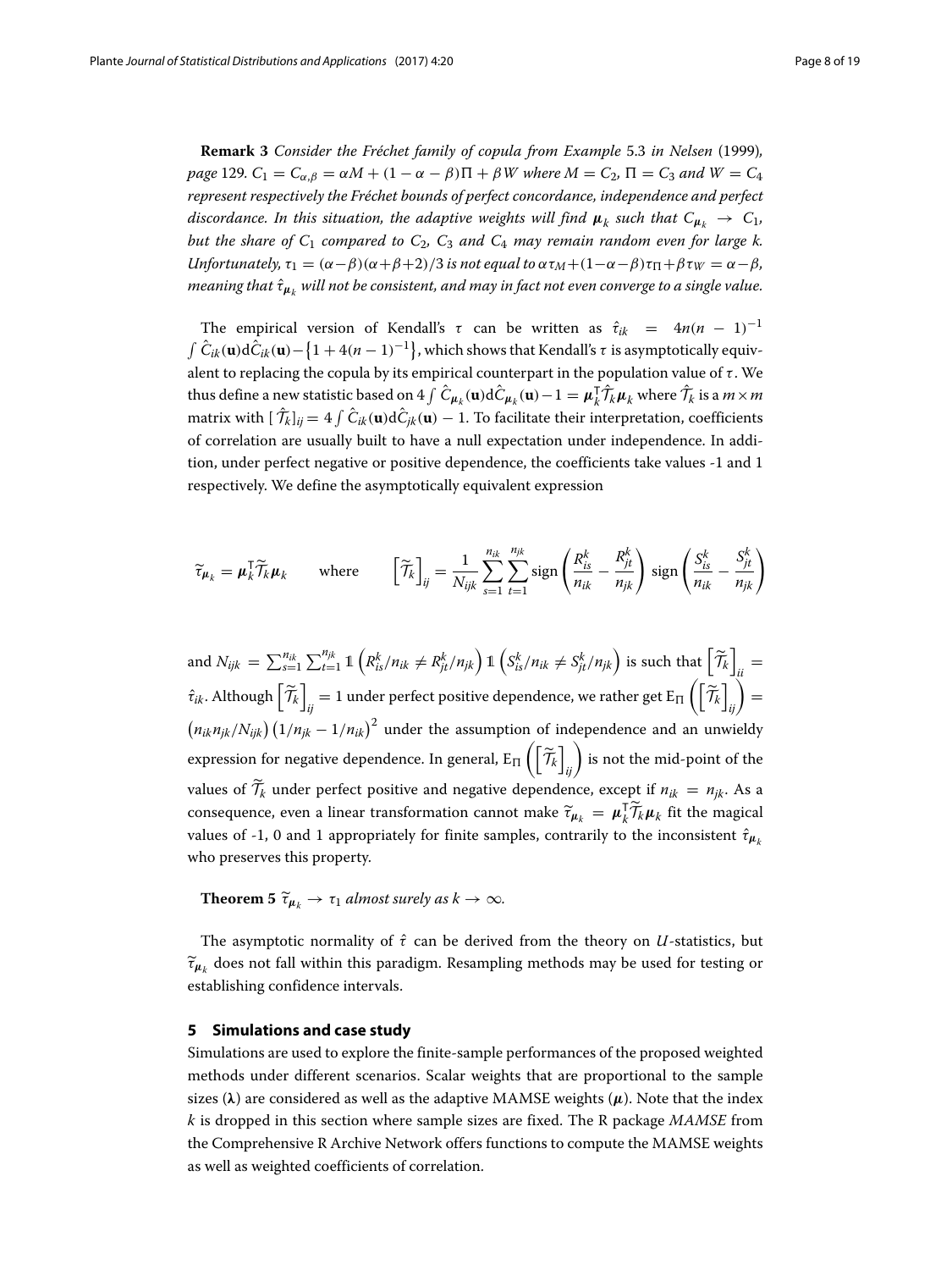**Remark 3** *Consider the Fréchet family of copula from Example* 5.3 *in Nelsen* (1999)*, page* 129*. $C_1 = C_{\alpha,\beta} = \alpha M + (1-\alpha-\beta)\Pi + \beta W$ where $M = C_2$, $\Pi = C_3$ and $W = C_4$ represent respectively the Fréchet bounds of perfect concordance, independence and perfect discordance. In this situation, the adaptive weights will find $\boldsymbol{\mu}_k$ such that $C_{\boldsymbol{\mu}_k} \to C_1$, but the share of $C_1$ compared to $C_2$, $C_3$ and $C_4$ may remain random even for large $k$. Unfortunately, $\tau_1 = (\alpha-\beta)(\alpha+\beta+2)/3$ is not equal to $\alpha\tau_M + (1-\alpha-\beta)\tau_\Pi + \beta\tau_W = \alpha-\beta$, meaning that $\hat{\tau}_{\boldsymbol{\mu}_k}$ will not be consistent, and may in fact not even converge to a single value.*

The empirical version of Kendall's $\tau$ can be written as $\hat{\tau}_{ik} = 4n(n-1)^{-1} \int \hat{C}_{ik}(\mathbf{u}) \mathrm{d}\hat{C}_{ik}(\mathbf{u}) - \left\{1 + 4(n-1)^{-1}\right\}$, which shows that Kendall's $\tau$ is asymptotically equivalent to replacing the copula by its empirical counterpart in the population value of $\tau$. We thus define a new statistic based on $4\int \hat{C}_{\boldsymbol{\mu}_k}(\mathbf{u})\mathrm{d}\hat{C}_{\boldsymbol{\mu}_k}(\mathbf{u}) - 1 = \boldsymbol{\mu}_k^\intercal \hat{\mathcal{T}}_k \boldsymbol{\mu}_k$ where $\hat{\mathcal{T}}_k$ is a $m \times m$ matrix with $[\hat{\mathcal{T}}_k]_{ij} = 4\int \hat{C}_{ik}(\mathbf{u})\mathrm{d}\hat{C}_{jk}(\mathbf{u}) - 1$. To facilitate their interpretation, coefficients of correlation are usually built to have a null expectation under independence. In addition, under perfect negative or positive dependence, the coefficients take values -1 and 1 respectively. We define the asymptotically equivalent expression

$$\widetilde{\tau}_{\boldsymbol{\mu}_k} = \boldsymbol{\mu}_k^\intercal \widetilde{\mathcal{T}}_k \boldsymbol{\mu}_k \qquad \text{where} \qquad \left[\widetilde{\mathcal{T}}_k\right]_{ij} = \frac{1}{N_{ijk}} \sum_{s=1}^{n_{ik}} \sum_{t=1}^{n_{jk}} \mathrm{sign}\left(\frac{R_{is}^k}{n_{ik}} - \frac{R_{jt}^k}{n_{jk}}\right) \mathrm{sign}\left(\frac{S_{is}^k}{n_{ik}} - \frac{S_{jt}^k}{n_{jk}}\right)$$

and $N_{ijk} = \sum_{s=1}^{n_{ik}} \sum_{t=1}^{n_{jk}} \mathbb{1}\left(R_{is}^k/n_{ik} \neq R_{jt}^k/n_{jk}\right) \mathbb{1}\left(S_{is}^k/n_{ik} \neq S_{jt}^k/n_{jk}\right)$ is such that $\left[\widetilde{\mathcal{T}}_k\right]_{ii} = \hat{\tau}_{ik}$. Although $\left[\widetilde{\mathcal{T}}_k\right]_{ij} = 1$ under perfect positive dependence, we rather get $\mathrm{E}_\Pi\left(\left[\widetilde{\mathcal{T}}_k\right]_{ij}\right) = \left(n_{ik}n_{jk}/N_{ijk}\right)\left(1/n_{jk} - 1/n_{ik}\right)^2$ under the assumption of independence and an unwieldy expression for negative dependence. In general, $\mathrm{E}_\Pi\left(\left[\widetilde{\mathcal{T}}_k\right]_{ij}\right)$ is not the mid-point of the values of $\widetilde{\mathcal{T}}_k$ under perfect positive and negative dependence, except if $n_{ik} = n_{jk}$. As a consequence, even a linear transformation cannot make $\widetilde{\tau}_{\boldsymbol{\mu}_k} = \boldsymbol{\mu}_k^\intercal \widetilde{\mathcal{T}}_k \boldsymbol{\mu}_k$ fit the magical values of -1, 0 and 1 appropriately for finite samples, contrarily to the inconsistent $\hat{\tau}_{\boldsymbol{\mu}_k}$ who preserves this property.

**Theorem 5** *$\widetilde{\tau}_{\boldsymbol{\mu}_k} \to \tau_1$ almost surely as $k \to \infty$.*

The asymptotic normality of $\hat{\tau}$ can be derived from the theory on $U$-statistics, but $\widetilde{\tau}_{\boldsymbol{\mu}_k}$ does not fall within this paradigm. Resampling methods may be used for testing or establishing confidence intervals.

## 5 Simulations and case study

Simulations are used to explore the finite-sample performances of the proposed weighted methods under different scenarios. Scalar weights that are proportional to the sample sizes ($\boldsymbol{\lambda}$) are considered as well as the adaptive MAMSE weights ($\boldsymbol{\mu}$). Note that the index $k$ is dropped in this section where sample sizes are fixed. The R package *MAMSE* from the Comprehensive R Archive Network offers functions to compute the MAMSE weights as well as weighted coefficients of correlation.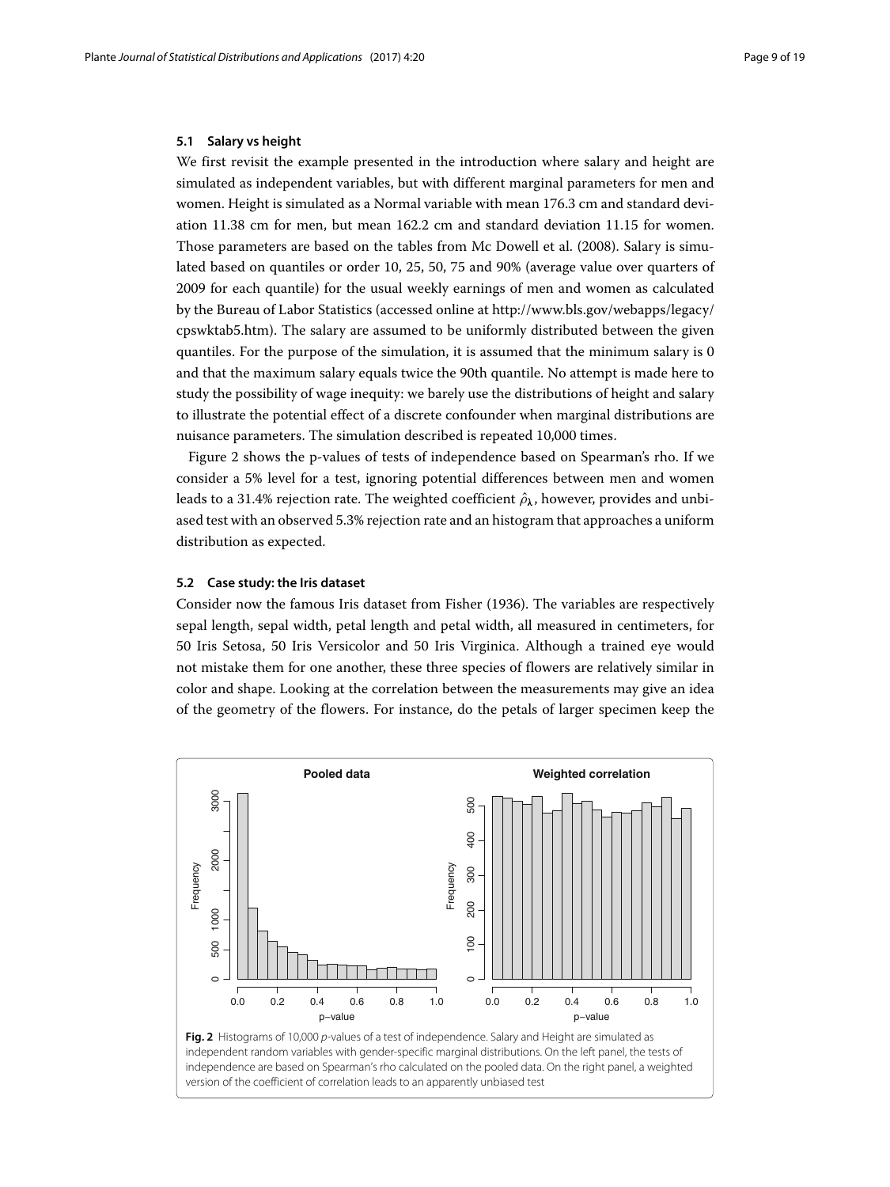### 5.1 Salary vs height

We first revisit the example presented in the introduction where salary and height are simulated as independent variables, but with different marginal parameters for men and women. Height is simulated as a Normal variable with mean 176.3 cm and standard deviation 11.38 cm for men, but mean 162.2 cm and standard deviation 11.15 for women. Those parameters are based on the tables from Mc Dowell et al. (2008). Salary is simulated based on quantiles or order 10, 25, 50, 75 and 90% (average value over quarters of 2009 for each quantile) for the usual weekly earnings of men and women as calculated by the Bureau of Labor Statistics (accessed online at http://www.bls.gov/webapps/legacy/cpswktab5.htm). The salary are assumed to be uniformly distributed between the given quantiles. For the purpose of the simulation, it is assumed that the minimum salary is 0 and that the maximum salary equals twice the 90th quantile. No attempt is made here to study the possibility of wage inequity: we barely use the distributions of height and salary to illustrate the potential effect of a discrete confounder when marginal distributions are nuisance parameters. The simulation described is repeated 10,000 times.

Figure 2 shows the p-values of tests of independence based on Spearman's rho. If we consider a 5% level for a test, ignoring potential differences between men and women leads to a 31.4% rejection rate. The weighted coefficient $\hat{\rho}_{\boldsymbol{\lambda}}$, however, provides and unbiased test with an observed 5.3% rejection rate and an histogram that approaches a uniform distribution as expected.

### 5.2 Case study: the Iris dataset

Consider now the famous Iris dataset from Fisher (1936). The variables are respectively sepal length, sepal width, petal length and petal width, all measured in centimeters, for 50 Iris Setosa, 50 Iris Versicolor and 50 Iris Virginica. Although a trained eye would not mistake them for one another, these three species of flowers are relatively similar in color and shape. Looking at the correlation between the measurements may give an idea of the geometry of the flowers. For instance, do the petals of larger specimen keep the

**Fig. 2** Histograms of 10,000 *p*-values of a test of independence. Salary and Height are simulated as independent random variables with gender-specific marginal distributions. On the left panel, the tests of independence are based on Spearman's rho calculated on the pooled data. On the right panel, a weighted version of the coefficient of correlation leads to an apparently unbiased test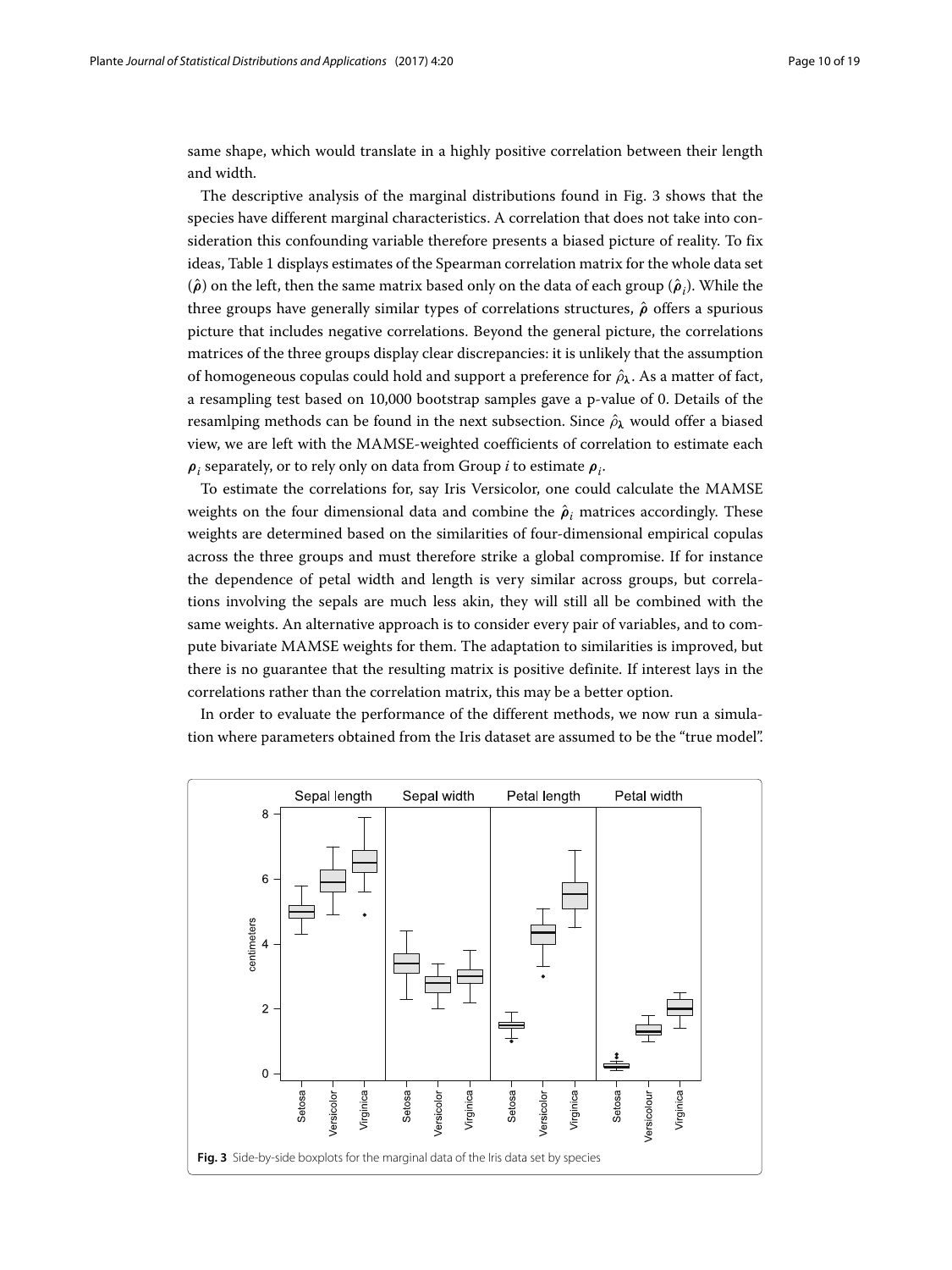same shape, which would translate in a highly positive correlation between their length and width.

The descriptive analysis of the marginal distributions found in Fig. 3 shows that the species have different marginal characteristics. A correlation that does not take into consideration this confounding variable therefore presents a biased picture of reality. To fix ideas, Table 1 displays estimates of the Spearman correlation matrix for the whole data set ($\hat{\boldsymbol{\rho}}$) on the left, then the same matrix based only on the data of each group ($\hat{\boldsymbol{\rho}}_i$). While the three groups have generally similar types of correlations structures, $\hat{\boldsymbol{\rho}}$ offers a spurious picture that includes negative correlations. Beyond the general picture, the correlations matrices of the three groups display clear discrepancies: it is unlikely that the assumption of homogeneous copulas could hold and support a preference for $\hat{\rho}_{\boldsymbol{\lambda}}$. As a matter of fact, a resampling test based on 10,000 bootstrap samples gave a p-value of 0. Details of the resamlping methods can be found in the next subsection. Since $\hat{\rho}_{\boldsymbol{\lambda}}$ would offer a biased view, we are left with the MAMSE-weighted coefficients of correlation to estimate each $\boldsymbol{\rho}_i$ separately, or to rely only on data from Group $i$ to estimate $\boldsymbol{\rho}_i$.

To estimate the correlations for, say Iris Versicolor, one could calculate the MAMSE weights on the four dimensional data and combine the $\hat{\boldsymbol{\rho}}_i$ matrices accordingly. These weights are determined based on the similarities of four-dimensional empirical copulas across the three groups and must therefore strike a global compromise. If for instance the dependence of petal width and length is very similar across groups, but correlations involving the sepals are much less akin, they will still all be combined with the same weights. An alternative approach is to consider every pair of variables, and to compute bivariate MAMSE weights for them. The adaptation to similarities is improved, but there is no guarantee that the resulting matrix is positive definite. If interest lays in the correlations rather than the correlation matrix, this may be a better option.

In order to evaluate the performance of the different methods, we now run a simulation where parameters obtained from the Iris dataset are assumed to be the "true model".

**Fig. 3** Side-by-side boxplots for the marginal data of the Iris data set by species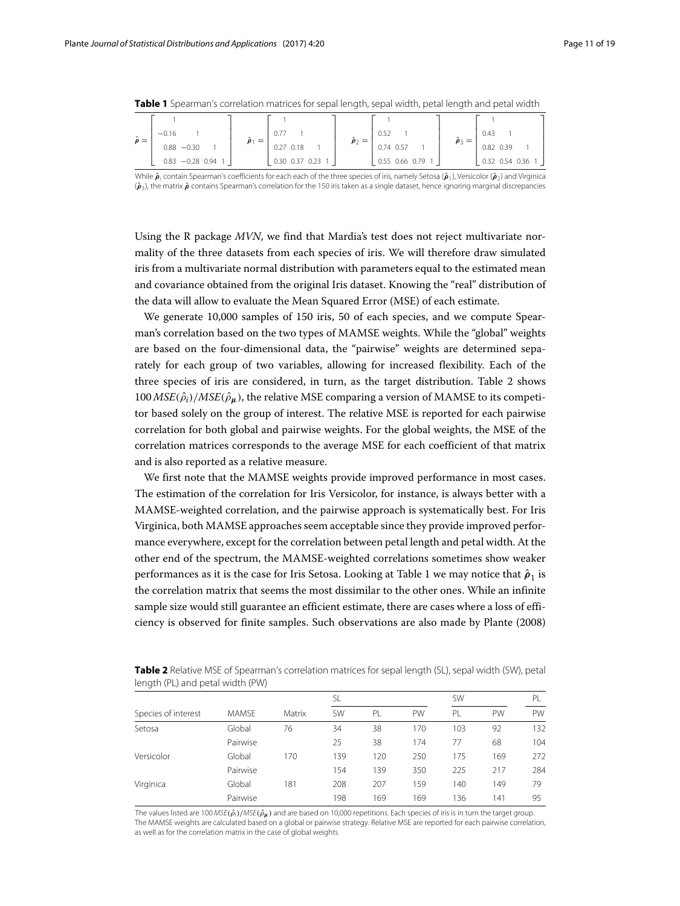**Table 1** Spearman's correlation matrices for sepal length, sepal width, petal length and petal width

$$\hat{\boldsymbol{\rho}} = \begin{bmatrix} 1 & & & \\ -0.16 & 1 & & \\ 0.88 & -0.30 & 1 & \\ 0.83 & -0.28 & 0.94 & 1 \end{bmatrix} \quad \hat{\boldsymbol{\rho}}_1 = \begin{bmatrix} 1 & & & \\ 0.77 & 1 & & \\ 0.27 & 0.18 & 1 & \\ 0.30 & 0.37 & 0.23 & 1 \end{bmatrix} \quad \hat{\boldsymbol{\rho}}_2 = \begin{bmatrix} 1 & & & \\ 0.52 & 1 & & \\ 0.74 & 0.57 & 1 & \\ 0.55 & 0.66 & 0.79 & 1 \end{bmatrix} \quad \hat{\boldsymbol{\rho}}_3 = \begin{bmatrix} 1 & & & \\ 0.43 & 1 & & \\ 0.82 & 0.39 & 1 & \\ 0.32 & 0.54 & 0.36 & 1 \end{bmatrix}$$

While $\hat{\boldsymbol{\rho}}_i$ contain Spearman's coefficients for each each of the three species of iris, namely Setosa ($\hat{\boldsymbol{\rho}}_1$), Versicolor ($\hat{\boldsymbol{\rho}}_2$) and Virginica ($\hat{\boldsymbol{\rho}}_3$), the matrix $\hat{\boldsymbol{\rho}}$ contains Spearman's correlation for the 150 iris taken as a single dataset, hence ignoring marginal discrepancies

Using the R package *MVN*, we find that Mardia's test does not reject multivariate normality of the three datasets from each species of iris. We will therefore draw simulated iris from a multivariate normal distribution with parameters equal to the estimated mean and covariance obtained from the original Iris dataset. Knowing the "real" distribution of the data will allow to evaluate the Mean Squared Error (MSE) of each estimate.

We generate 10,000 samples of 150 iris, 50 of each species, and we compute Spearman's correlation based on the two types of MAMSE weights. While the "global" weights are based on the four-dimensional data, the "pairwise" weights are determined separately for each group of two variables, allowing for increased flexibility. Each of the three species of iris are considered, in turn, as the target distribution. Table 2 shows $100\,MSE(\hat{\rho}_i)/MSE(\hat{\rho}_{\boldsymbol{\mu}})$, the relative MSE comparing a version of MAMSE to its competitor based solely on the group of interest. The relative MSE is reported for each pairwise correlation for both global and pairwise weights. For the global weights, the MSE of the correlation matrices corresponds to the average MSE for each coefficient of that matrix and is also reported as a relative measure.

We first note that the MAMSE weights provide improved performance in most cases. The estimation of the correlation for Iris Versicolor, for instance, is always better with a MAMSE-weighted correlation, and the pairwise approach is systematically best. For Iris Virginica, both MAMSE approaches seem acceptable since they provide improved performance everywhere, except for the correlation between petal length and petal width. At the other end of the spectrum, the MAMSE-weighted correlations sometimes show weaker performances as it is the case for Iris Setosa. Looking at Table 1 we may notice that $\hat{\boldsymbol{\rho}}_1$ is the correlation matrix that seems the most dissimilar to the other ones. While an infinite sample size would still guarantee an efficient estimate, there are cases where a loss of efficiency is observed for finite samples. Such observations are also made by Plante (2008)

**Table 2** Relative MSE of Spearman's correlation matrices for sepal length (SL), sepal width (SW), petal length (PL) and petal width (PW)

| | | | SL | | | SW | | PL |
|---|---|---|---|---|---|---|---|---|
| Species of interest | MAMSE | Matrix | SW | PL | PW | PL | PW | PW |
| Setosa | Global | 76 | 34 | 38 | 170 | 103 | 92 | 132 |
| | Pairwise | | 25 | 38 | 174 | 77 | 68 | 104 |
| Versicolor | Global | 170 | 139 | 120 | 250 | 175 | 169 | 272 |
| | Pairwise | | 154 | 139 | 350 | 225 | 217 | 284 |
| Virginica | Global | 181 | 208 | 207 | 159 | 140 | 149 | 79 |
| | Pairwise | | 198 | 169 | 169 | 136 | 141 | 95 |

The values listed are $100\,MSE(\hat{\rho}_i)/MSE(\hat{\rho}_{\boldsymbol{\mu}})$ and are based on 10,000 repetitions. Each species of iris is in turn the target group. The MAMSE weights are calculated based on a global or pairwise strategy. Relative MSE are reported for each pairwise correlation, as well as for the correlation matrix in the case of global weights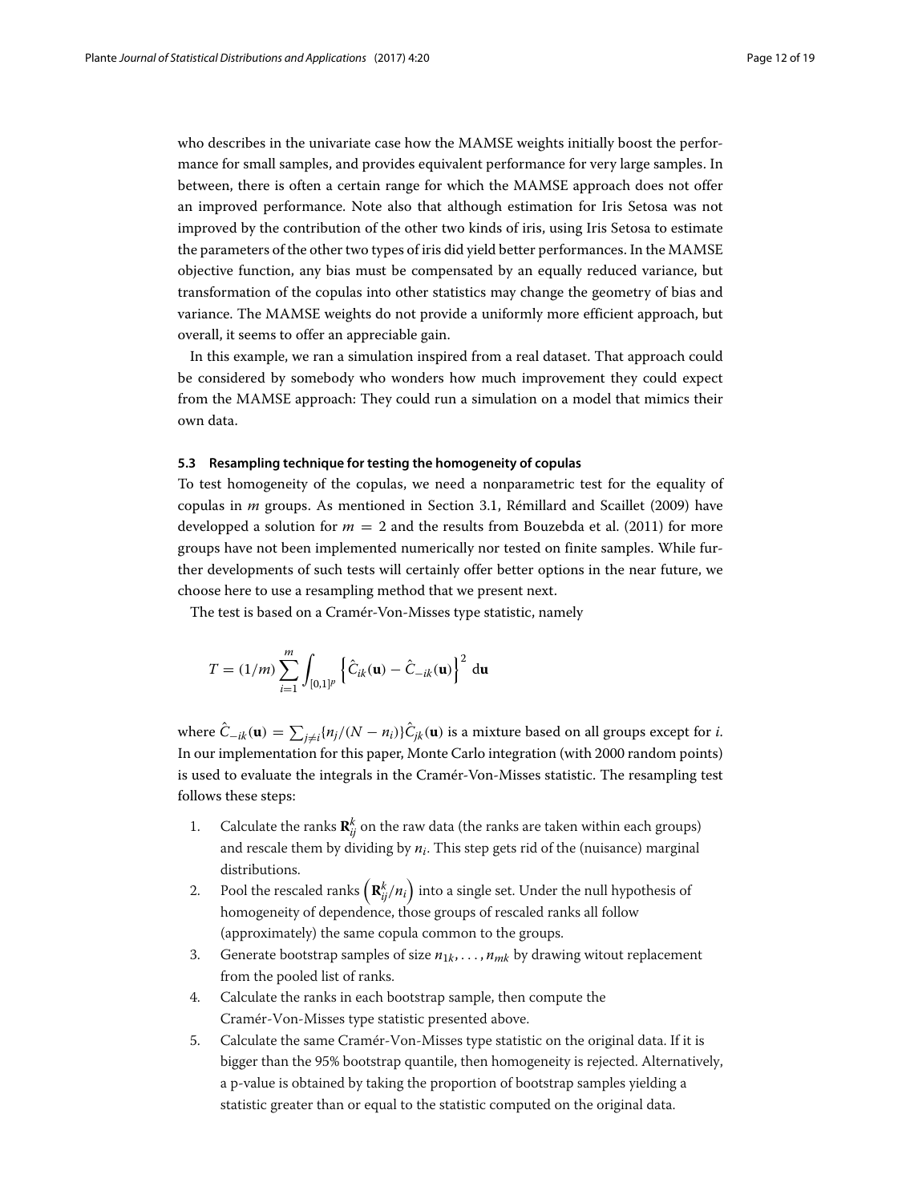who describes in the univariate case how the MAMSE weights initially boost the performance for small samples, and provides equivalent performance for very large samples. In between, there is often a certain range for which the MAMSE approach does not offer an improved performance. Note also that although estimation for Iris Setosa was not improved by the contribution of the other two kinds of iris, using Iris Setosa to estimate the parameters of the other two types of iris did yield better performances. In the MAMSE objective function, any bias must be compensated by an equally reduced variance, but transformation of the copulas into other statistics may change the geometry of bias and variance. The MAMSE weights do not provide a uniformly more efficient approach, but overall, it seems to offer an appreciable gain.

In this example, we ran a simulation inspired from a real dataset. That approach could be considered by somebody who wonders how much improvement they could expect from the MAMSE approach: They could run a simulation on a model that mimics their own data.

### 5.3 Resampling technique for testing the homogeneity of copulas

To test homogeneity of the copulas, we need a nonparametric test for the equality of copulas in $m$ groups. As mentioned in Section 3.1, Rémillard and Scaillet (2009) have developped a solution for $m = 2$ and the results from Bouzebda et al. (2011) for more groups have not been implemented numerically nor tested on finite samples. While further developments of such tests will certainly offer better options in the near future, we choose here to use a resampling method that we present next.

The test is based on a Cramér-Von-Misses type statistic, namely

$$T = (1/m) \sum_{i=1}^{m} \int_{[0,1]^p} \left\{ \hat{C}_{ik}(\mathbf{u}) - \hat{C}_{-ik}(\mathbf{u}) \right\}^2 \, \mathrm{d}\mathbf{u}$$

where $\hat{C}_{-ik}(\mathbf{u}) = \sum_{j \neq i} \{n_j/(N - n_i)\} \hat{C}_{jk}(\mathbf{u})$ is a mixture based on all groups except for $i$. In our implementation for this paper, Monte Carlo integration (with 2000 random points) is used to evaluate the integrals in the Cramér-Von-Misses statistic. The resampling test follows these steps:

1. Calculate the ranks $\mathbf{R}_{ij}^{k}$ on the raw data (the ranks are taken within each groups) and rescale them by dividing by $n_i$. This step gets rid of the (nuisance) marginal distributions.
2. Pool the rescaled ranks $\left(\mathbf{R}_{ij}^{k}/n_i\right)$ into a single set. Under the null hypothesis of homogeneity of dependence, those groups of rescaled ranks all follow (approximately) the same copula common to the groups.
3. Generate bootstrap samples of size $n_{1k}, \ldots, n_{mk}$ by drawing witout replacement from the pooled list of ranks.
4. Calculate the ranks in each bootstrap sample, then compute the Cramér-Von-Misses type statistic presented above.
5. Calculate the same Cramér-Von-Misses type statistic on the original data. If it is bigger than the 95% bootstrap quantile, then homogeneity is rejected. Alternatively, a p-value is obtained by taking the proportion of bootstrap samples yielding a statistic greater than or equal to the statistic computed on the original data.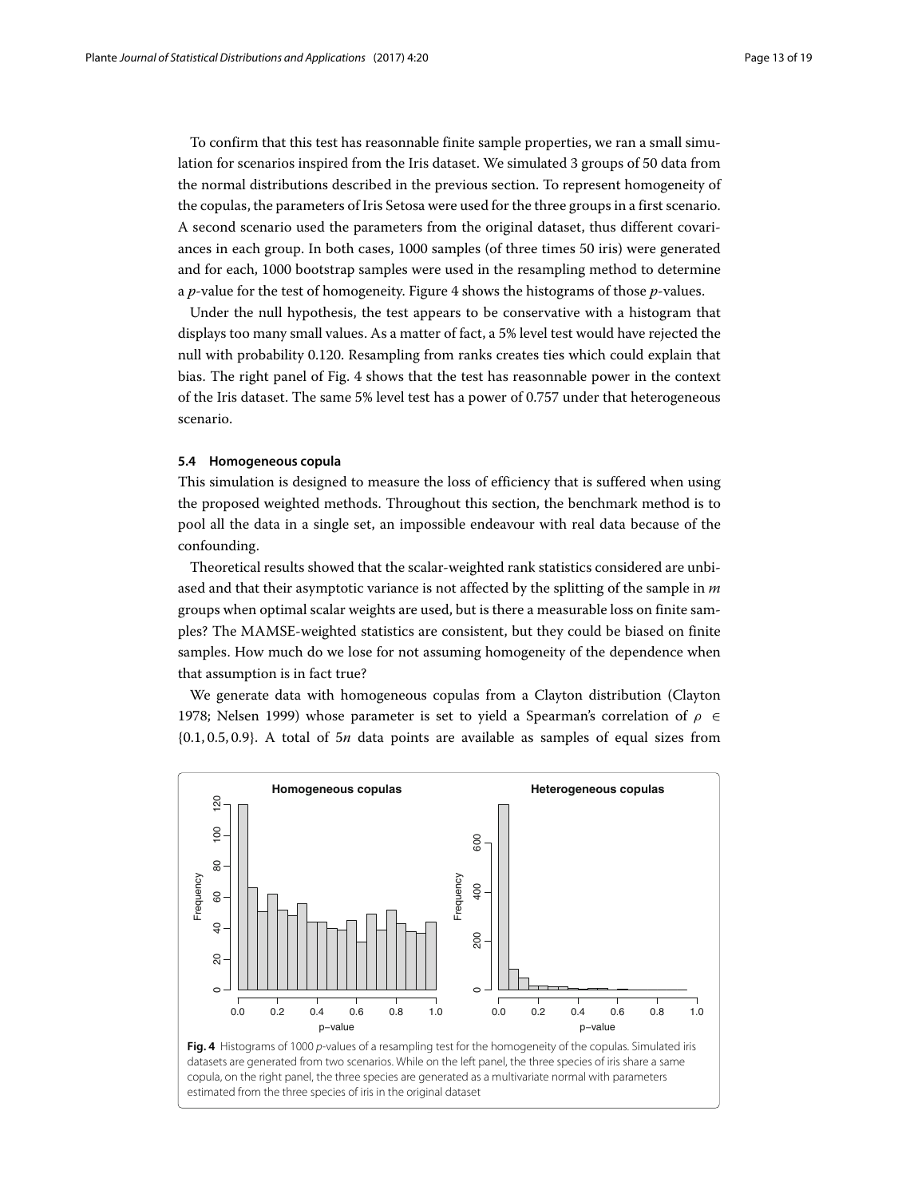To confirm that this test has reasonnable finite sample properties, we ran a small simulation for scenarios inspired from the Iris dataset. We simulated 3 groups of 50 data from the normal distributions described in the previous section. To represent homogeneity of the copulas, the parameters of Iris Setosa were used for the three groups in a first scenario. A second scenario used the parameters from the original dataset, thus different covariances in each group. In both cases, 1000 samples (of three times 50 iris) were generated and for each, 1000 bootstrap samples were used in the resampling method to determine a $p$-value for the test of homogeneity. Figure 4 shows the histograms of those $p$-values.

Under the null hypothesis, the test appears to be conservative with a histogram that displays too many small values. As a matter of fact, a 5% level test would have rejected the null with probability 0.120. Resampling from ranks creates ties which could explain that bias. The right panel of Fig. 4 shows that the test has reasonnable power in the context of the Iris dataset. The same 5% level test has a power of 0.757 under that heterogeneous scenario.

### 5.4 Homogeneous copula

This simulation is designed to measure the loss of efficiency that is suffered when using the proposed weighted methods. Throughout this section, the benchmark method is to pool all the data in a single set, an impossible endeavour with real data because of the confounding.

Theoretical results showed that the scalar-weighted rank statistics considered are unbiased and that their asymptotic variance is not affected by the splitting of the sample in $m$ groups when optimal scalar weights are used, but is there a measurable loss on finite samples? The MAMSE-weighted statistics are consistent, but they could be biased on finite samples. How much do we lose for not assuming homogeneity of the dependence when that assumption is in fact true?

We generate data with homogeneous copulas from a Clayton distribution (Clayton 1978; Nelsen 1999) whose parameter is set to yield a Spearman's correlation of $\rho \in \{0.1, 0.5, 0.9\}$. A total of $5n$ data points are available as samples of equal sizes from

**Fig. 4** Histograms of 1000 $p$-values of a resampling test for the homogeneity of the copulas. Simulated iris datasets are generated from two scenarios. While on the left panel, the three species of iris share a same copula, on the right panel, the three species are generated as a multivariate normal with parameters estimated from the three species of iris in the original dataset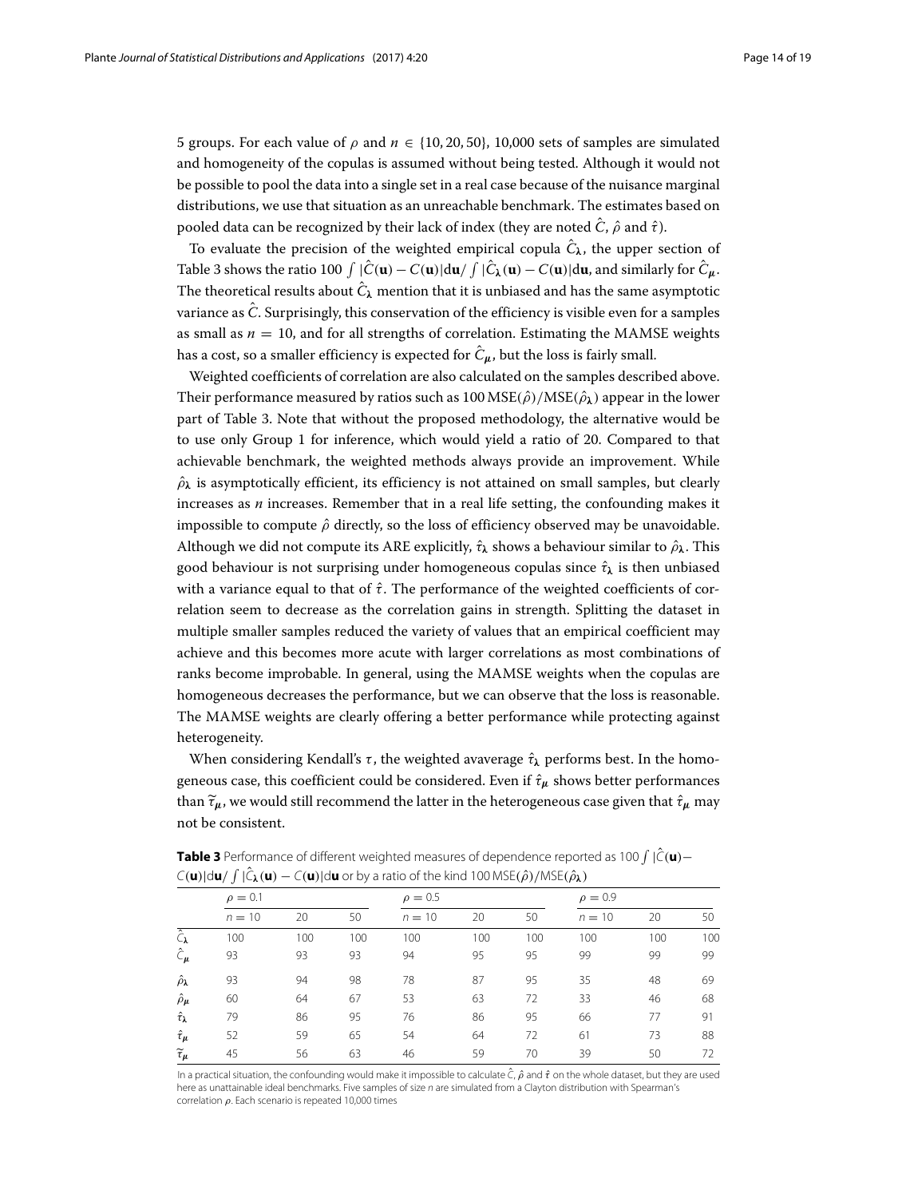5 groups. For each value of $\rho$ and $n \in \{10, 20, 50\}$, 10,000 sets of samples are simulated and homogeneity of the copulas is assumed without being tested. Although it would not be possible to pool the data into a single set in a real case because of the nuisance marginal distributions, we use that situation as an unreachable benchmark. The estimates based on pooled data can be recognized by their lack of index (they are noted $\hat{C}$, $\hat{\rho}$ and $\hat{\tau}$).

To evaluate the precision of the weighted empirical copula $\hat{C}_{\boldsymbol{\lambda}}$, the upper section of Table 3 shows the ratio $100 \int |\hat{C}(\mathbf{u}) - C(\mathbf{u})| d\mathbf{u} / \int |\hat{C}_{\boldsymbol{\lambda}}(\mathbf{u}) - C(\mathbf{u})| d\mathbf{u}$, and similarly for $\hat{C}_{\boldsymbol{\mu}}$. The theoretical results about $\hat{C}_{\boldsymbol{\lambda}}$ mention that it is unbiased and has the same asymptotic variance as $\hat{C}$. Surprisingly, this conservation of the efficiency is visible even for a samples as small as $n = 10$, and for all strengths of correlation. Estimating the MAMSE weights has a cost, so a smaller efficiency is expected for $\hat{C}_{\boldsymbol{\mu}}$, but the loss is fairly small.

Weighted coefficients of correlation are also calculated on the samples described above. Their performance measured by ratios such as $100\,\mathrm{MSE}(\hat{\rho})/\mathrm{MSE}(\hat{\rho}_{\boldsymbol{\lambda}})$ appear in the lower part of Table 3. Note that without the proposed methodology, the alternative would be to use only Group 1 for inference, which would yield a ratio of 20. Compared to that achievable benchmark, the weighted methods always provide an improvement. While $\hat{\rho}_{\boldsymbol{\lambda}}$ is asymptotically efficient, its efficiency is not attained on small samples, but clearly increases as $n$ increases. Remember that in a real life setting, the confounding makes it impossible to compute $\hat{\rho}$ directly, so the loss of efficiency observed may be unavoidable. Although we did not compute its ARE explicitly, $\hat{\tau}_{\boldsymbol{\lambda}}$ shows a behaviour similar to $\hat{\rho}_{\boldsymbol{\lambda}}$. This good behaviour is not surprising under homogeneous copulas since $\hat{\tau}_{\boldsymbol{\lambda}}$ is then unbiased with a variance equal to that of $\hat{\tau}$. The performance of the weighted coefficients of correlation seem to decrease as the correlation gains in strength. Splitting the dataset in multiple smaller samples reduced the variety of values that an empirical coefficient may achieve and this becomes more acute with larger correlations as most combinations of ranks become improbable. In general, using the MAMSE weights when the copulas are homogeneous decreases the performance, but we can observe that the loss is reasonable. The MAMSE weights are clearly offering a better performance while protecting against heterogeneity.

When considering Kendall's $\tau$, the weighted avaverage $\hat{\tau}_{\boldsymbol{\lambda}}$ performs best. In the homogeneous case, this coefficient could be considered. Even if $\hat{\tau}_{\boldsymbol{\mu}}$ shows better performances than $\widetilde{\tau}_{\boldsymbol{\mu}}$, we would still recommend the latter in the heterogeneous case given that $\hat{\tau}_{\boldsymbol{\mu}}$ may not be consistent.

**Table 3** Performance of different weighted measures of dependence reported as $100 \int |\hat{C}(\mathbf{u}) - C(\mathbf{u})| d\mathbf{u} / \int |\hat{C}_{\boldsymbol{\lambda}}(\mathbf{u}) - C(\mathbf{u})| d\mathbf{u}$ or by a ratio of the kind $100\,\mathrm{MSE}(\hat{\rho})/\mathrm{MSE}(\hat{\rho}_{\boldsymbol{\lambda}})$

| | $\rho = 0.1$ | | | $\rho = 0.5$ | | | $\rho = 0.9$ | | |
|---|---|---|---|---|---|---|---|---|---|
| | $n = 10$ | 20 | 50 | $n = 10$ | 20 | 50 | $n = 10$ | 20 | 50 |
| $\hat{C}_{\boldsymbol{\lambda}}$ | 100 | 100 | 100 | 100 | 100 | 100 | 100 | 100 | 100 |
| $\hat{C}_{\boldsymbol{\mu}}$ | 93 | 93 | 93 | 94 | 95 | 95 | 99 | 99 | 99 |
| $\hat{\rho}_{\boldsymbol{\lambda}}$ | 93 | 94 | 98 | 78 | 87 | 95 | 35 | 48 | 69 |
| $\hat{\rho}_{\boldsymbol{\mu}}$ | 60 | 64 | 67 | 53 | 63 | 72 | 33 | 46 | 68 |
| $\hat{\tau}_{\boldsymbol{\lambda}}$ | 79 | 86 | 95 | 76 | 86 | 95 | 66 | 77 | 91 |
| $\hat{\tau}_{\boldsymbol{\mu}}$ | 52 | 59 | 65 | 54 | 64 | 72 | 61 | 73 | 88 |
| $\widetilde{\tau}_{\boldsymbol{\mu}}$ | 45 | 56 | 63 | 46 | 59 | 70 | 39 | 50 | 72 |

In a practical situation, the confounding would make it impossible to calculate $\hat{C}$, $\hat{\rho}$ and $\hat{\tau}$ on the whole dataset, but they are used here as unattainable ideal benchmarks. Five samples of size $n$ are simulated from a Clayton distribution with Spearman's correlation $\rho$. Each scenario is repeated 10,000 times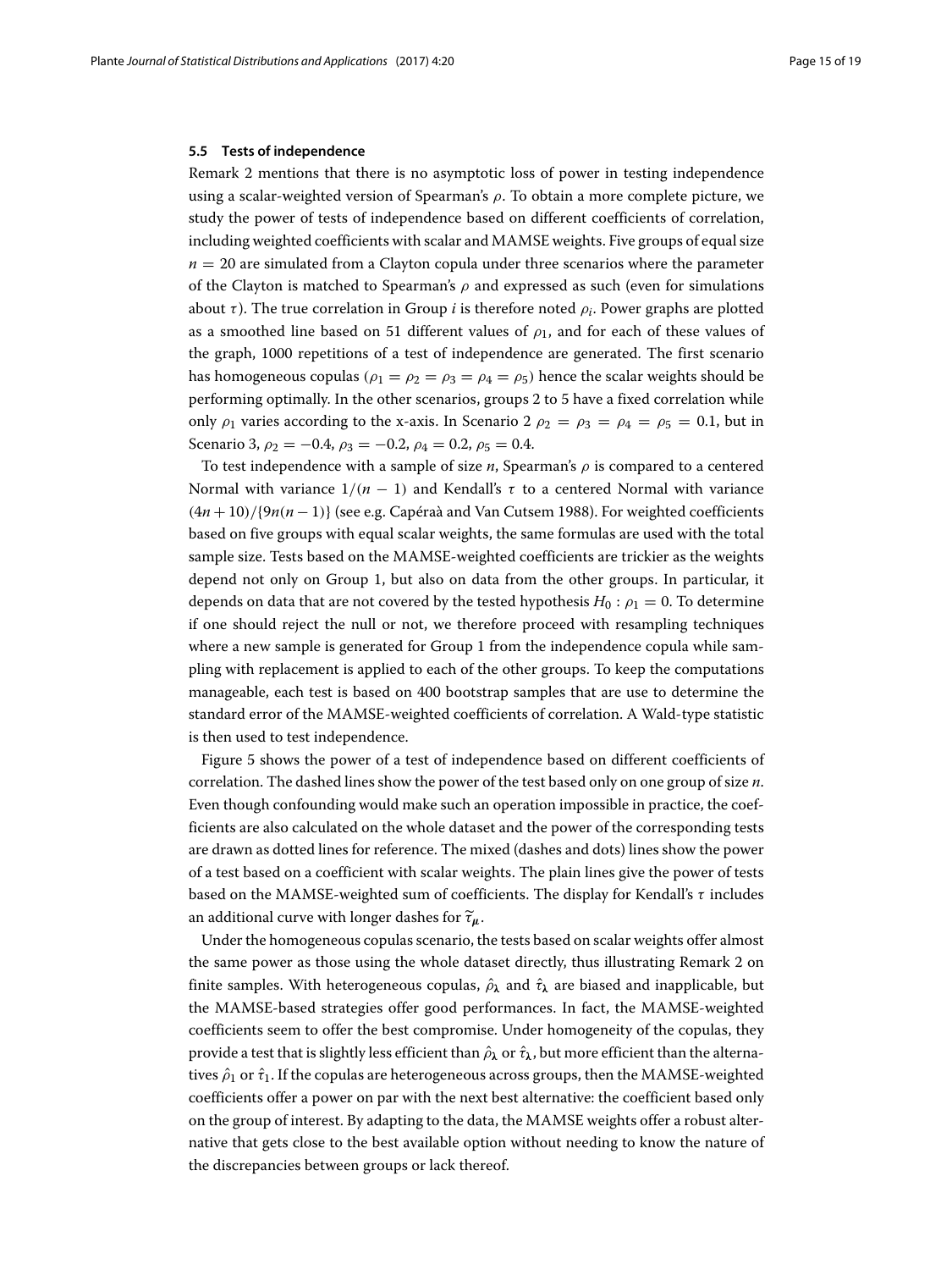### 5.5 Tests of independence

Remark 2 mentions that there is no asymptotic loss of power in testing independence using a scalar-weighted version of Spearman's $\rho$. To obtain a more complete picture, we study the power of tests of independence based on different coefficients of correlation, including weighted coefficients with scalar and MAMSE weights. Five groups of equal size $n = 20$ are simulated from a Clayton copula under three scenarios where the parameter of the Clayton is matched to Spearman's $\rho$ and expressed as such (even for simulations about $\tau$). The true correlation in Group $i$ is therefore noted $\rho_i$. Power graphs are plotted as a smoothed line based on 51 different values of $\rho_1$, and for each of these values of the graph, 1000 repetitions of a test of independence are generated. The first scenario has homogeneous copulas ($\rho_1 = \rho_2 = \rho_3 = \rho_4 = \rho_5$) hence the scalar weights should be performing optimally. In the other scenarios, groups 2 to 5 have a fixed correlation while only $\rho_1$ varies according to the x-axis. In Scenario 2 $\rho_2 = \rho_3 = \rho_4 = \rho_5 = 0.1$, but in Scenario 3, $\rho_2 = -0.4$, $\rho_3 = -0.2$, $\rho_4 = 0.2$, $\rho_5 = 0.4$.

To test independence with a sample of size $n$, Spearman's $\rho$ is compared to a centered Normal with variance $1/(n-1)$ and Kendall's $\tau$ to a centered Normal with variance $(4n+10)/\{9n(n-1)\}$ (see e.g. Capéraà and Van Cutsem 1988). For weighted coefficients based on five groups with equal scalar weights, the same formulas are used with the total sample size. Tests based on the MAMSE-weighted coefficients are trickier as the weights depend not only on Group 1, but also on data from the other groups. In particular, it depends on data that are not covered by the tested hypothesis $H_0 : \rho_1 = 0$. To determine if one should reject the null or not, we therefore proceed with resampling techniques where a new sample is generated for Group 1 from the independence copula while sampling with replacement is applied to each of the other groups. To keep the computations manageable, each test is based on 400 bootstrap samples that are use to determine the standard error of the MAMSE-weighted coefficients of correlation. A Wald-type statistic is then used to test independence.

Figure 5 shows the power of a test of independence based on different coefficients of correlation. The dashed lines show the power of the test based only on one group of size $n$. Even though confounding would make such an operation impossible in practice, the coefficients are also calculated on the whole dataset and the power of the corresponding tests are drawn as dotted lines for reference. The mixed (dashes and dots) lines show the power of a test based on a coefficient with scalar weights. The plain lines give the power of tests based on the MAMSE-weighted sum of coefficients. The display for Kendall's $\tau$ includes an additional curve with longer dashes for $\widetilde{\tau}_{\boldsymbol{\mu}}$.

Under the homogeneous copulas scenario, the tests based on scalar weights offer almost the same power as those using the whole dataset directly, thus illustrating Remark 2 on finite samples. With heterogeneous copulas, $\hat{\rho}_{\boldsymbol{\lambda}}$ and $\hat{\tau}_{\boldsymbol{\lambda}}$ are biased and inapplicable, but the MAMSE-based strategies offer good performances. In fact, the MAMSE-weighted coefficients seem to offer the best compromise. Under homogeneity of the copulas, they provide a test that is slightly less efficient than $\hat{\rho}_{\boldsymbol{\lambda}}$ or $\hat{\tau}_{\boldsymbol{\lambda}}$, but more efficient than the alternatives $\hat{\rho}_1$ or $\hat{\tau}_1$. If the copulas are heterogeneous across groups, then the MAMSE-weighted coefficients offer a power on par with the next best alternative: the coefficient based only on the group of interest. By adapting to the data, the MAMSE weights offer a robust alternative that gets close to the best available option without needing to know the nature of the discrepancies between groups or lack thereof.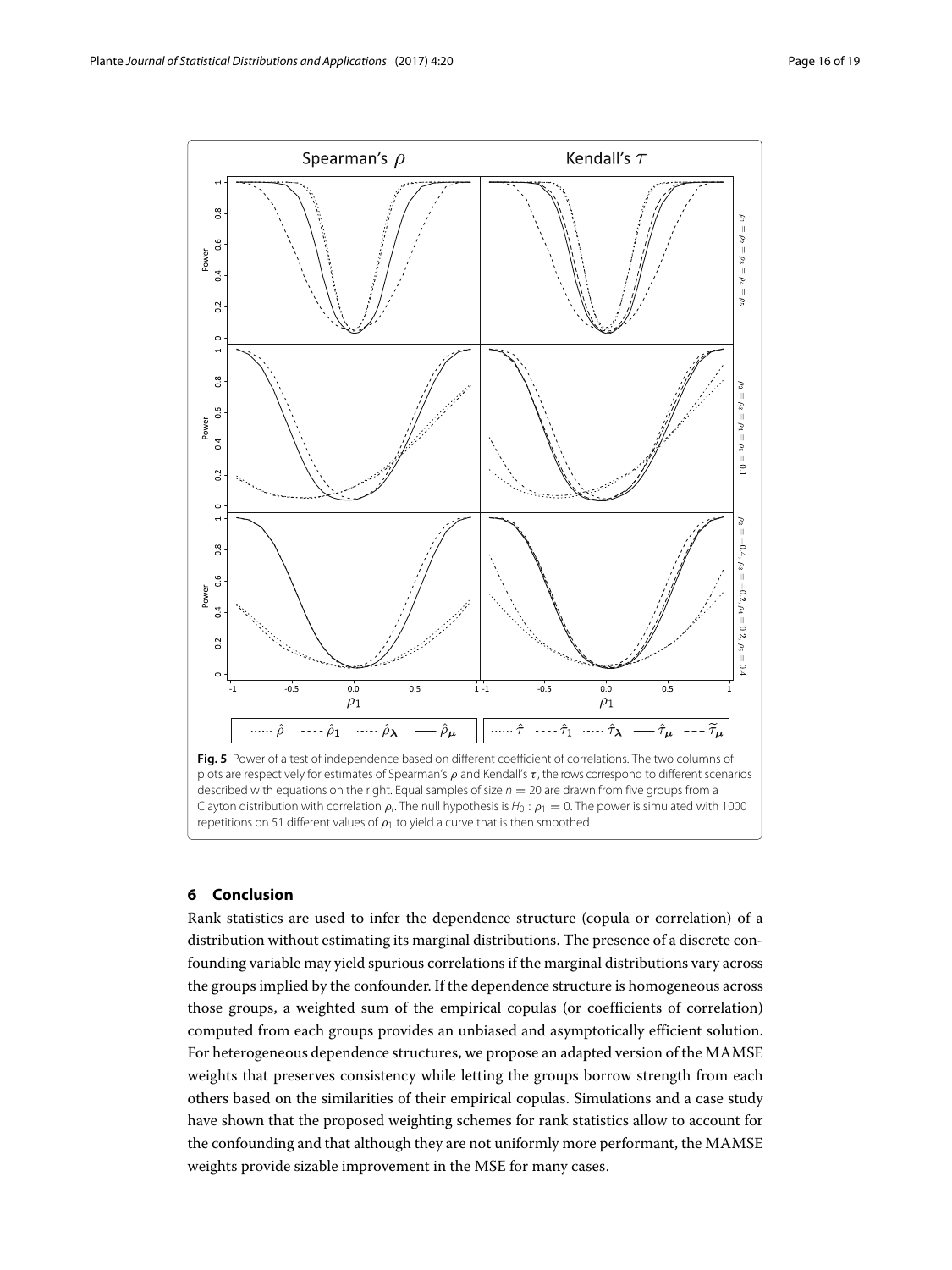**Fig. 5** Power of a test of independence based on different coefficient of correlations. The two columns of plots are respectively for estimates of Spearman's $\rho$ and Kendall's $\tau$, the rows correspond to different scenarios described with equations on the right. Equal samples of size $n = 20$ are drawn from five groups from a Clayton distribution with correlation $\rho_i$. The null hypothesis is $H_0 : \rho_1 = 0$. The power is simulated with 1000 repetitions on 51 different values of $\rho_1$ to yield a curve that is then smoothed

## 6 Conclusion

Rank statistics are used to infer the dependence structure (copula or correlation) of a distribution without estimating its marginal distributions. The presence of a discrete confounding variable may yield spurious correlations if the marginal distributions vary across the groups implied by the confounder. If the dependence structure is homogeneous across those groups, a weighted sum of the empirical copulas (or coefficients of correlation) computed from each groups provides an unbiased and asymptotically efficient solution. For heterogeneous dependence structures, we propose an adapted version of the MAMSE weights that preserves consistency while letting the groups borrow strength from each others based on the similarities of their empirical copulas. Simulations and a case study have shown that the proposed weighting schemes for rank statistics allow to account for the confounding and that although they are not uniformly more performant, the MAMSE weights provide sizable improvement in the MSE for many cases.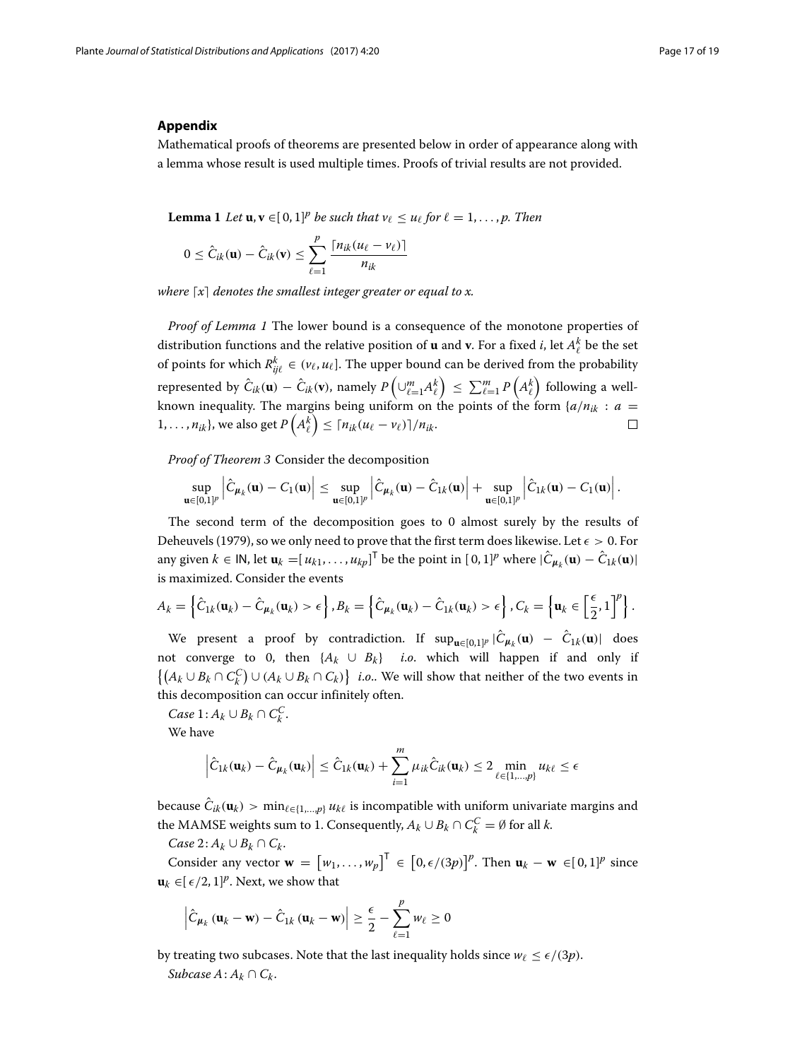## Appendix

Mathematical proofs of theorems are presented below in order of appearance along with a lemma whose result is used multiple times. Proofs of trivial results are not provided.

**Lemma 1** *Let $\mathbf{u}, \mathbf{v} \in [0,1]^p$ be such that $v_\ell \leq u_\ell$ for $\ell = 1, \ldots, p$. Then*

$$0 \leq \hat{C}_{ik}(\mathbf{u}) - \hat{C}_{ik}(\mathbf{v}) \leq \sum_{\ell=1}^{p} \frac{\lceil n_{ik}(u_\ell - v_\ell) \rceil}{n_{ik}}$$

*where $\lceil x \rceil$ denotes the smallest integer greater or equal to x.*

*Proof of Lemma 1* The lower bound is a consequence of the monotone properties of distribution functions and the relative position of $\mathbf{u}$ and $\mathbf{v}$. For a fixed $i$, let $A_\ell^k$ be the set of points for which $R_{ij\ell}^k \in (v_\ell, u_\ell]$. The upper bound can be derived from the probability represented by $\hat{C}_{ik}(\mathbf{u}) - \hat{C}_{ik}(\mathbf{v})$, namely $P\left(\cup_{\ell=1}^m A_\ell^k\right) \leq \sum_{\ell=1}^m P\left(A_\ell^k\right)$ following a well-known inequality. The margins being uniform on the points of the form $\{a/n_{ik} : a = 1, \ldots, n_{ik}\}$, we also get $P\left(A_\ell^k\right) \leq \lceil n_{ik}(u_\ell - v_\ell) \rceil / n_{ik}$. ☐

*Proof of Theorem 3* Consider the decomposition

$$\sup_{\mathbf{u} \in [0,1]^p} \left| \hat{C}_{\boldsymbol{\mu}_k}(\mathbf{u}) - C_1(\mathbf{u}) \right| \leq \sup_{\mathbf{u} \in [0,1]^p} \left| \hat{C}_{\boldsymbol{\mu}_k}(\mathbf{u}) - \hat{C}_{1k}(\mathbf{u}) \right| + \sup_{\mathbf{u} \in [0,1]^p} \left| \hat{C}_{1k}(\mathbf{u}) - C_1(\mathbf{u}) \right|.$$

The second term of the decomposition goes to 0 almost surely by the results of Deheuvels (1979), so we only need to prove that the first term does likewise. Let $\epsilon > 0$. For any given $k \in \mathbb{N}$, let $\mathbf{u}_k = [u_{k1}, \ldots, u_{kp}]^\mathsf{T}$ be the point in $[0,1]^p$ where $|\hat{C}_{\boldsymbol{\mu}_k}(\mathbf{u}) - \hat{C}_{1k}(\mathbf{u})|$ is maximized. Consider the events

$$A_k = \left\{ \hat{C}_{1k}(\mathbf{u}_k) - \hat{C}_{\boldsymbol{\mu}_k}(\mathbf{u}_k) > \epsilon \right\}, B_k = \left\{ \hat{C}_{\boldsymbol{\mu}_k}(\mathbf{u}_k) - \hat{C}_{1k}(\mathbf{u}_k) > \epsilon \right\}, C_k = \left\{ \mathbf{u}_k \in \left[\frac{\epsilon}{2}, 1\right]^p \right\}.$$

We present a proof by contradiction. If $\sup_{\mathbf{u} \in [0,1]^p} |\hat{C}_{\boldsymbol{\mu}_k}(\mathbf{u}) - \hat{C}_{1k}(\mathbf{u})|$ does not converge to 0, then $\{A_k \cup B_k\}$ *i.o.* which will happen if and only if $\left\{ \left(A_k \cup B_k \cap C_k^C\right) \cup \left(A_k \cup B_k \cap C_k\right) \right\}$ *i.o.*. We will show that neither of the two events in this decomposition can occur infinitely often.

*Case* 1: $A_k \cup B_k \cap C_k^C$.

We have

$$\left| \hat{C}_{1k}(\mathbf{u}_k) - \hat{C}_{\boldsymbol{\mu}_k}(\mathbf{u}_k) \right| \leq \hat{C}_{1k}(\mathbf{u}_k) + \sum_{i=1}^{m} \mu_{ik} \hat{C}_{ik}(\mathbf{u}_k) \leq 2 \min_{\ell \in \{1, \ldots, p\}} u_{k\ell} \leq \epsilon$$

because $\hat{C}_{ik}(\mathbf{u}_k) > \min_{\ell \in \{1, \ldots, p\}} u_{k\ell}$ is incompatible with uniform univariate margins and the MAMSE weights sum to 1. Consequently, $A_k \cup B_k \cap C_k^C = \emptyset$ for all $k$.

*Case* 2: $A_k \cup B_k \cap C_k$.

Consider any vector $\mathbf{w} = \left[w_1, \ldots, w_p\right]^\mathsf{T} \in \left[0, \epsilon/(3p)\right]^p$. Then $\mathbf{u}_k - \mathbf{w} \in [0,1]^p$ since $\mathbf{u}_k \in [\epsilon/2, 1]^p$. Next, we show that

$$\left| \hat{C}_{\boldsymbol{\mu}_k}(\mathbf{u}_k - \mathbf{w}) - \hat{C}_{1k}(\mathbf{u}_k - \mathbf{w}) \right| \geq \frac{\epsilon}{2} - \sum_{\ell=1}^{p} w_\ell \geq 0$$

by treating two subcases. Note that the last inequality holds since $w_\ell \leq \epsilon/(3p)$.

*Subcase A*: $A_k \cap C_k$.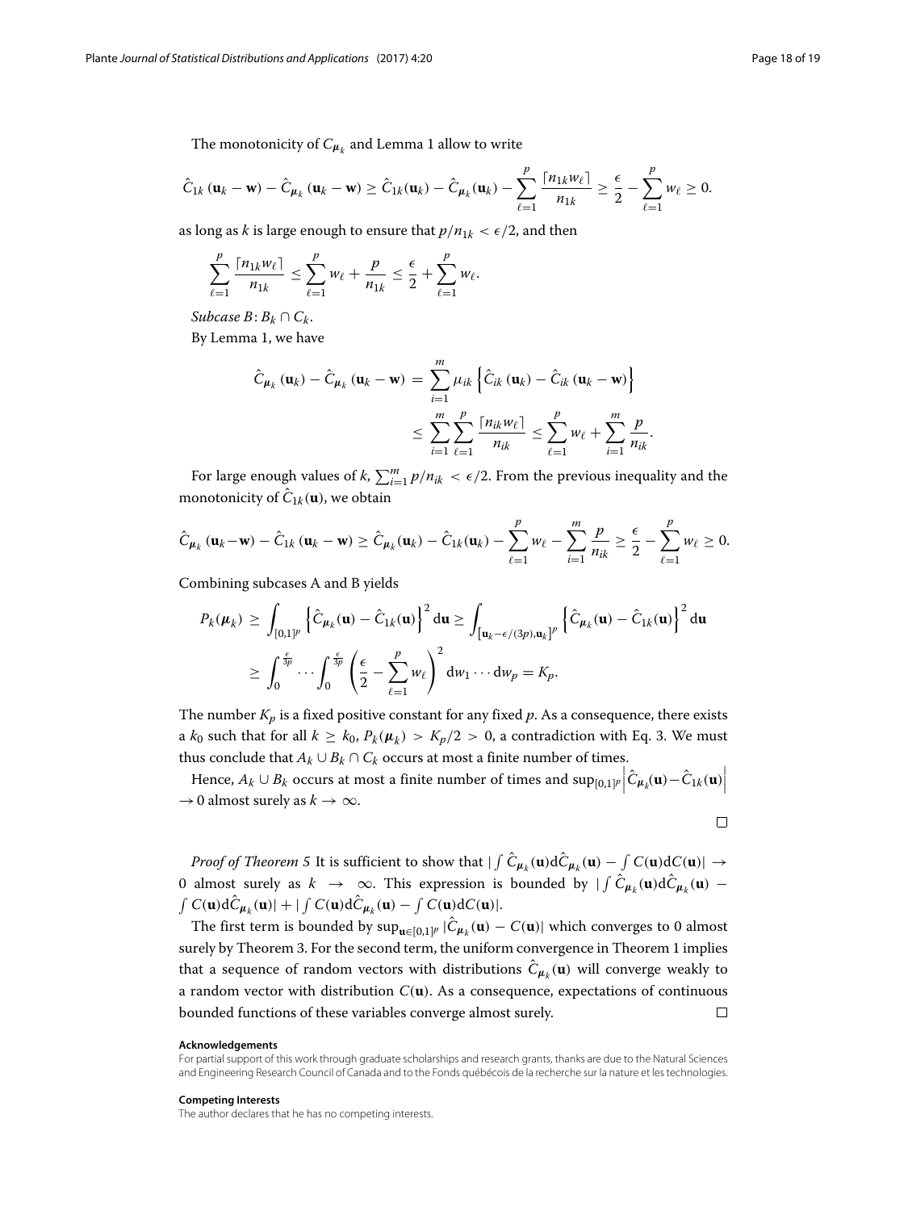The monotonicity of $C_{\boldsymbol{\mu}_k}$ and Lemma 1 allow to write

$$\hat{C}_{1k}\left(\mathbf{u}_k - \mathbf{w}\right) - \hat{C}_{\boldsymbol{\mu}_k}\left(\mathbf{u}_k - \mathbf{w}\right) \geq \hat{C}_{1k}(\mathbf{u}_k) - \hat{C}_{\boldsymbol{\mu}_k}(\mathbf{u}_k) - \sum_{\ell=1}^{p} \frac{\lceil n_{1k} w_\ell \rceil}{n_{1k}} \geq \frac{\epsilon}{2} - \sum_{\ell=1}^{p} w_\ell \geq 0.$$

as long as $k$ is large enough to ensure that $p/n_{1k} < \epsilon/2$, and then

$$\sum_{\ell=1}^{p} \frac{\lceil n_{1k} w_\ell \rceil}{n_{1k}} \leq \sum_{\ell=1}^{p} w_\ell + \frac{p}{n_{1k}} \leq \frac{\epsilon}{2} + \sum_{\ell=1}^{p} w_\ell.$$

*Subcase B*: $B_k \cap C_k$.

By Lemma 1, we have

$$\begin{aligned}
\hat{C}_{\boldsymbol{\mu}_k}\left(\mathbf{u}_k\right) - \hat{C}_{\boldsymbol{\mu}_k}\left(\mathbf{u}_k - \mathbf{w}\right) &= \sum_{i=1}^{m} \mu_{ik} \left\{ \hat{C}_{ik}\left(\mathbf{u}_k\right) - \hat{C}_{ik}\left(\mathbf{u}_k - \mathbf{w}\right) \right\} \\
&\leq \sum_{i=1}^{m} \sum_{\ell=1}^{p} \frac{\lceil n_{ik} w_\ell \rceil}{n_{ik}} \leq \sum_{\ell=1}^{p} w_\ell + \sum_{i=1}^{m} \frac{p}{n_{ik}}.
\end{aligned}$$

For large enough values of $k$, $\sum_{i=1}^{m} p/n_{ik} < \epsilon/2$. From the previous inequality and the monotonicity of $\hat{C}_{1k}(\mathbf{u})$, we obtain

$$\hat{C}_{\boldsymbol{\mu}_k}\left(\mathbf{u}_k - \mathbf{w}\right) - \hat{C}_{1k}\left(\mathbf{u}_k - \mathbf{w}\right) \geq \hat{C}_{\boldsymbol{\mu}_k}(\mathbf{u}_k) - \hat{C}_{1k}(\mathbf{u}_k) - \sum_{\ell=1}^{p} w_\ell - \sum_{i=1}^{m} \frac{p}{n_{ik}} \geq \frac{\epsilon}{2} - \sum_{\ell=1}^{p} w_\ell \geq 0.$$

Combining subcases A and B yields

$$\begin{aligned}
P_k(\boldsymbol{\mu}_k) &\geq \int_{[0,1]^p} \left\{ \hat{C}_{\boldsymbol{\mu}_k}(\mathbf{u}) - \hat{C}_{1k}(\mathbf{u}) \right\}^2 \mathrm{d}\mathbf{u} \geq \int_{\left[\mathbf{u}_k - \epsilon/(3p), \mathbf{u}_k\right]^p} \left\{ \hat{C}_{\boldsymbol{\mu}_k}(\mathbf{u}) - \hat{C}_{1k}(\mathbf{u}) \right\}^2 \mathrm{d}\mathbf{u} \\
&\geq \int_0^{\frac{\epsilon}{3p}} \cdots \int_0^{\frac{\epsilon}{3p}} \left( \frac{\epsilon}{2} - \sum_{\ell=1}^{p} w_\ell \right)^2 \mathrm{d}w_1 \cdots \mathrm{d}w_p = K_p.
\end{aligned}$$

The number $K_p$ is a fixed positive constant for any fixed $p$. As a consequence, there exists a $k_0$ such that for all $k \geq k_0$, $P_k(\boldsymbol{\mu}_k) > K_p/2 > 0$, a contradiction with Eq. 3. We must thus conclude that $A_k \cup B_k \cap C_k$ occurs at most a finite number of times.

Hence, $A_k \cup B_k$ occurs at most a finite number of times and $\sup_{[0,1]^p} \left| \hat{C}_{\boldsymbol{\mu}_k}(\mathbf{u}) - \hat{C}_{1k}(\mathbf{u}) \right| \to 0$ almost surely as $k \to \infty$. □

*Proof of Theorem 5* It is sufficient to show that $|\int \hat{C}_{\boldsymbol{\mu}_k}(\mathbf{u}) \mathrm{d}\hat{C}_{\boldsymbol{\mu}_k}(\mathbf{u}) - \int C(\mathbf{u}) \mathrm{d}C(\mathbf{u})| \to 0$ almost surely as $k \to \infty$. This expression is bounded by $|\int \hat{C}_{\boldsymbol{\mu}_k}(\mathbf{u}) \mathrm{d}\hat{C}_{\boldsymbol{\mu}_k}(\mathbf{u}) - \int C(\mathbf{u}) \mathrm{d}\hat{C}_{\boldsymbol{\mu}_k}(\mathbf{u})| + |\int C(\mathbf{u}) \mathrm{d}\hat{C}_{\boldsymbol{\mu}_k}(\mathbf{u}) - \int C(\mathbf{u}) \mathrm{d}C(\mathbf{u})|$.

The first term is bounded by $\sup_{\mathbf{u} \in [0,1]^p} |\hat{C}_{\boldsymbol{\mu}_k}(\mathbf{u}) - C(\mathbf{u})|$ which converges to 0 almost surely by Theorem 3. For the second term, the uniform convergence in Theorem 1 implies that a sequence of random vectors with distributions $\hat{C}_{\boldsymbol{\mu}_k}(\mathbf{u})$ will converge weakly to a random vector with distribution $C(\mathbf{u})$. As a consequence, expectations of continuous bounded functions of these variables converge almost surely. □

#### Acknowledgements

For partial support of this work through graduate scholarships and research grants, thanks are due to the Natural Sciences and Engineering Research Council of Canada and to the Fonds québécois de la recherche sur la nature et les technologies.

#### Competing Interests

The author declares that he has no competing interests.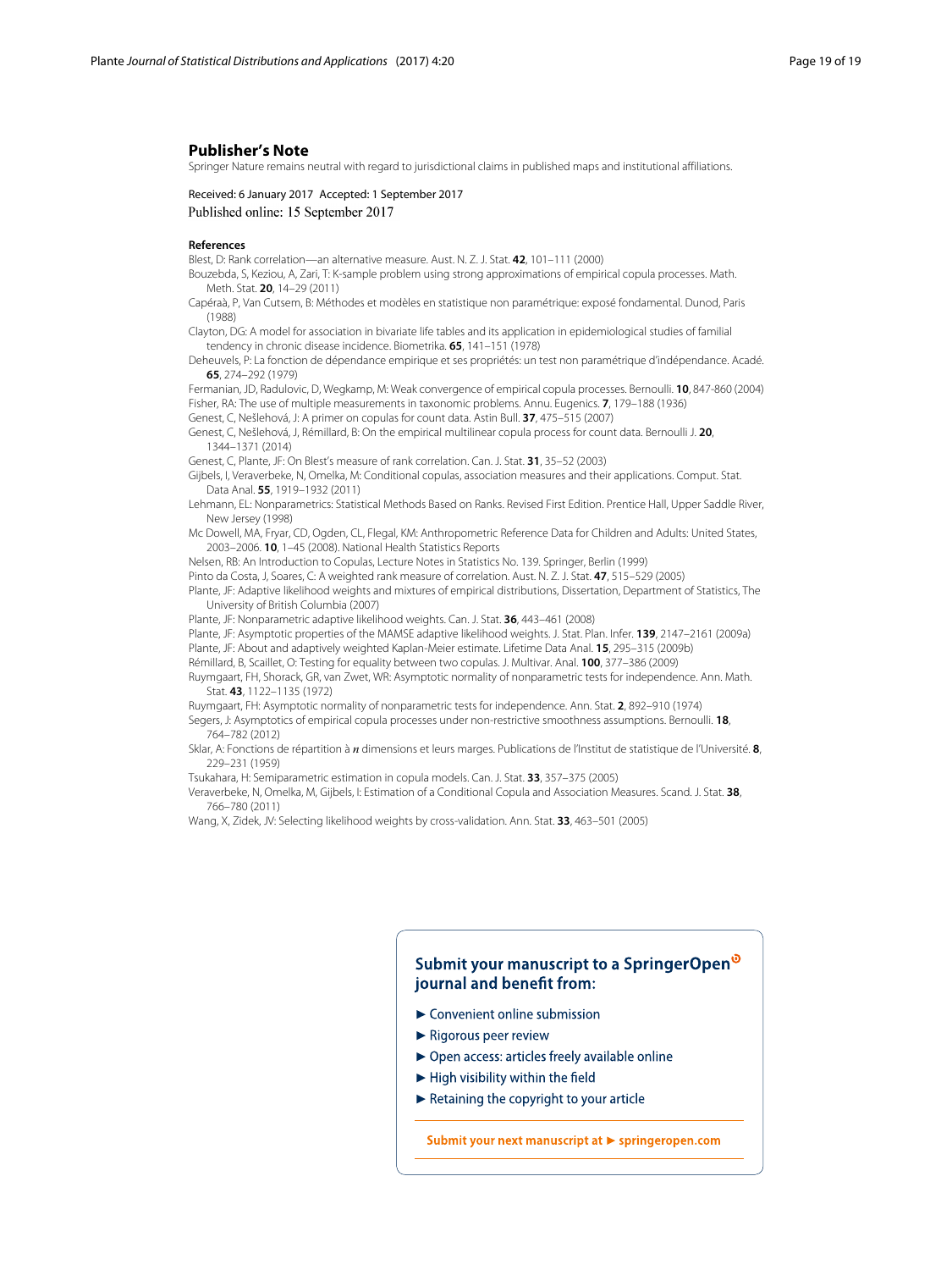## Publisher's Note

Springer Nature remains neutral with regard to jurisdictional claims in published maps and institutional affiliations.

Received: 6 January 2017 Accepted: 1 September 2017
Published online: 15 September 2017

### References

Blest, D: Rank correlation—an alternative measure. Aust. N. Z. J. Stat. **42**, 101–111 (2000)

Bouzebda, S, Keziou, A, Zari, T: K-sample problem using strong approximations of empirical copula processes. Math. Meth. Stat. **20**, 14–29 (2011)

Capéraà, P, Van Cutsem, B: Méthodes et modèles en statistique non paramétrique: exposé fondamental. Dunod, Paris (1988)

Clayton, DG: A model for association in bivariate life tables and its application in epidemiological studies of familial tendency in chronic disease incidence. Biometrika. **65**, 141–151 (1978)

Deheuvels, P: La fonction de dépendance empirique et ses propriétés: un test non paramétrique d'indépendance. Acadé. **65**, 274–292 (1979)

Fermanian, JD, Radulovic, D, Wegkamp, M: Weak convergence of empirical copula processes. Bernoulli. **10**, 847-860 (2004)

Fisher, RA: The use of multiple measurements in taxonomic problems. Annu. Eugenics. **7**, 179–188 (1936)

Genest, C, Nešlehová, J: A primer on copulas for count data. Astin Bull. **37**, 475–515 (2007)

Genest, C, Nešlehová, J, Rémillard, B: On the empirical multilinear copula process for count data. Bernoulli J. **20**, 1344–1371 (2014)

Genest, C, Plante, JF: On Blest's measure of rank correlation. Can. J. Stat. **31**, 35–52 (2003)

Gijbels, I, Veraverbeke, N, Omelka, M: Conditional copulas, association measures and their applications. Comput. Stat. Data Anal. **55**, 1919–1932 (2011)

Lehmann, EL: Nonparametrics: Statistical Methods Based on Ranks. Revised First Edition. Prentice Hall, Upper Saddle River, New Jersey (1998)

Mc Dowell, MA, Fryar, CD, Ogden, CL, Flegal, KM: Anthropometric Reference Data for Children and Adults: United States, 2003–2006. **10**, 1–45 (2008). National Health Statistics Reports

Nelsen, RB: An Introduction to Copulas, Lecture Notes in Statistics No. 139. Springer, Berlin (1999)

Pinto da Costa, J, Soares, C: A weighted rank measure of correlation. Aust. N. Z. J. Stat. **47**, 515–529 (2005)

Plante, JF: Adaptive likelihood weights and mixtures of empirical distributions, Dissertation, Department of Statistics, The University of British Columbia (2007)

Plante, JF: Nonparametric adaptive likelihood weights. Can. J. Stat. **36**, 443–461 (2008)

Plante, JF: Asymptotic properties of the MAMSE adaptive likelihood weights. J. Stat. Plan. Infer. **139**, 2147–2161 (2009a)

Plante, JF: About and adaptively weighted Kaplan-Meier estimate. Lifetime Data Anal. **15**, 295–315 (2009b)

Rémillard, B, Scaillet, O: Testing for equality between two copulas. J. Multivar. Anal. **100**, 377–386 (2009)

Ruymgaart, FH, Shorack, GR, van Zwet, WR: Asymptotic normality of nonparametric tests for independence. Ann. Math. Stat. **43**, 1122–1135 (1972)

Ruymgaart, FH: Asymptotic normality of nonparametric tests for independence. Ann. Stat. **2**, 892–910 (1974)

Segers, J: Asymptotics of empirical copula processes under non-restrictive smoothness assumptions. Bernoulli. **18**, 764–782 (2012)

Sklar, A: Fonctions de répartition à $n$ dimensions et leurs marges. Publications de l'Institut de statistique de l'Université. **8**, 229–231 (1959)

Tsukahara, H: Semiparametric estimation in copula models. Can. J. Stat. **33**, 357–375 (2005)

Veraverbeke, N, Omelka, M, Gijbels, I: Estimation of a Conditional Copula and Association Measures. Scand. J. Stat. **38**, 766–780 (2011)

Wang, X, Zidek, JV: Selecting likelihood weights by cross-validation. Ann. Stat. **33**, 463–501 (2005)

**Submit your manuscript to a SpringerOpen journal and benefit from:**

- ► Convenient online submission
- ► Rigorous peer review
- ► Open access: articles freely available online
- ► High visibility within the field
- ► Retaining the copyright to your article

**Submit your next manuscript at ► springeropen.com**